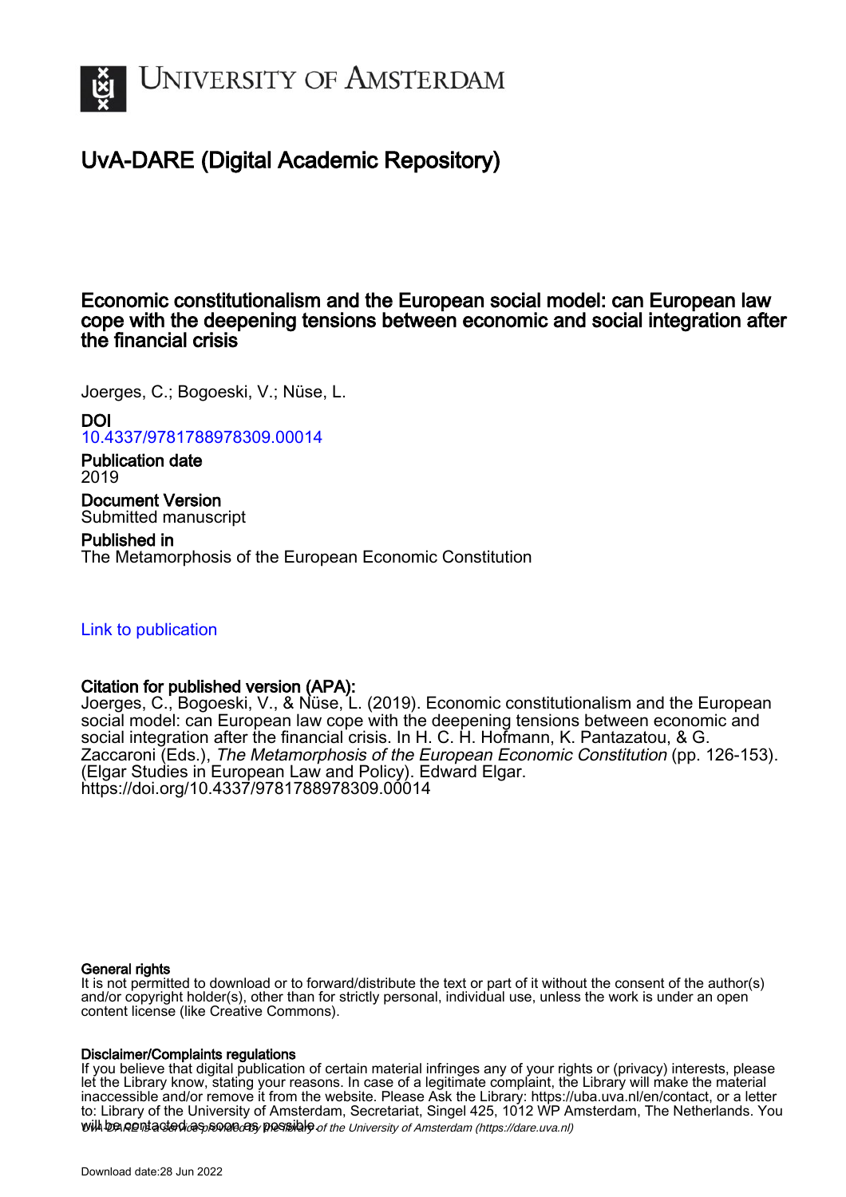# UNIVERSITY OF AMSTERDAM

## UvA-DARE (Digital Academic Repository)

## Economic constitutionalism and the European social model: can European law cope with the deepening tensions between economic and social integration after the financial crisis

Joerges, C.; Bogoeski, V.; Nüse, L.

**DOI**
10.4337/9781788978309.00014

**Publication date**
2019

**Document Version**
Submitted manuscript

**Published in**
The Metamorphosis of the European Economic Constitution

Link to publication

**Citation for published version (APA):**
Joerges, C., Bogoeski, V., & Nüse, L. (2019). Economic constitutionalism and the European social model: can European law cope with the deepening tensions between economic and social integration after the financial crisis. In H. C. H. Hofmann, K. Pantazatou, & G. Zaccaroni (Eds.), *The Metamorphosis of the European Economic Constitution* (pp. 126-153). (Elgar Studies in European Law and Policy). Edward Elgar. https://doi.org/10.4337/9781788978309.00014

**General rights**
It is not permitted to download or to forward/distribute the text or part of it without the consent of the author(s) and/or copyright holder(s), other than for strictly personal, individual use, unless the work is under an open content license (like Creative Commons).

**Disclaimer/Complaints regulations**
If you believe that digital publication of certain material infringes any of your rights or (privacy) interests, please let the Library know, stating your reasons. In case of a legitimate complaint, the Library will make the material inaccessible and/or remove it from the website. Please Ask the Library: https://uba.uva.nl/en/contact, or a letter to: Library of the University of Amsterdam, Secretariat, Singel 425, 1012 WP Amsterdam, The Netherlands. You will be contacted as soon as possible.

*UvA-DARE is a service provided by the library of the University of Amsterdam (https://dare.uva.nl)*

Download date:28 Jun 2022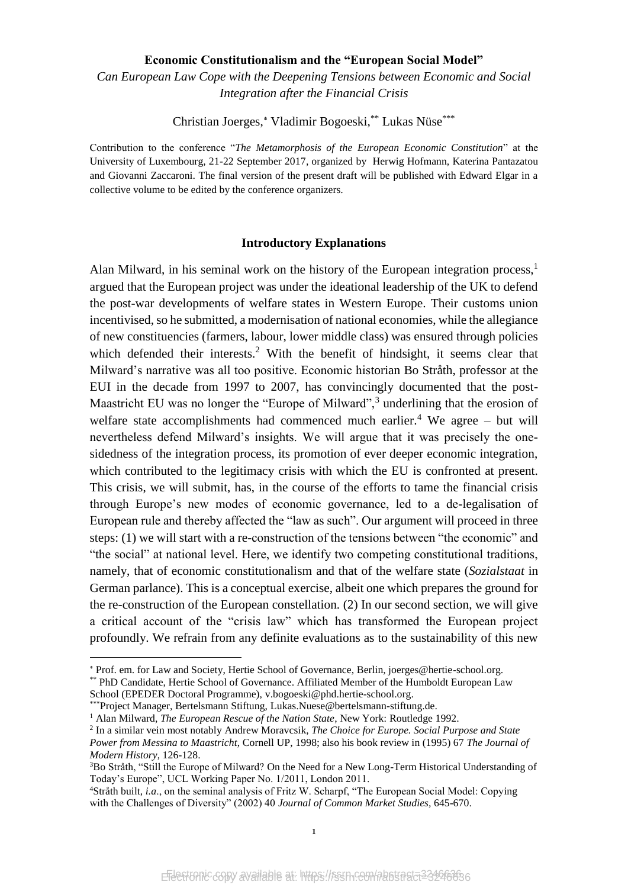**Economic Constitutionalism and the "European Social Model"**

*Can European Law Cope with the Deepening Tensions between Economic and Social Integration after the Financial Crisis*

Christian Joerges,[*] Vladimir Bogoeski,[**] Lukas Nüse[***]

Contribution to the conference "*The Metamorphosis of the European Economic Constitution*" at the University of Luxembourg, 21-22 September 2017, organized by Herwig Hofmann, Katerina Pantazatou and Giovanni Zaccaroni. The final version of the present draft will be published with Edward Elgar in a collective volume to be edited by the conference organizers.

## Introductory Explanations

Alan Milward, in his seminal work on the history of the European integration process,[1] argued that the European project was under the ideational leadership of the UK to defend the post-war developments of welfare states in Western Europe. Their customs union incentivised, so he submitted, a modernisation of national economies, while the allegiance of new constituencies (farmers, labour, lower middle class) was ensured through policies which defended their interests.[2] With the benefit of hindsight, it seems clear that Milward's narrative was all too positive. Economic historian Bo Stråth, professor at the EUI in the decade from 1997 to 2007, has convincingly documented that the post-Maastricht EU was no longer the "Europe of Milward",[3] underlining that the erosion of welfare state accomplishments had commenced much earlier.[4] We agree – but will nevertheless defend Milward's insights. We will argue that it was precisely the one-sidedness of the integration process, its promotion of ever deeper economic integration, which contributed to the legitimacy crisis with which the EU is confronted at present. This crisis, we will submit, has, in the course of the efforts to tame the financial crisis through Europe's new modes of economic governance, led to a de-legalisation of European rule and thereby affected the "law as such". Our argument will proceed in three steps: (1) we will start with a re-construction of the tensions between "the economic" and "the social" at national level. Here, we identify two competing constitutional traditions, namely, that of economic constitutionalism and that of the welfare state (*Sozialstaat* in German parlance). This is a conceptual exercise, albeit one which prepares the ground for the re-construction of the European constellation. (2) In our second section, we will give a critical account of the "crisis law" which has transformed the European project profoundly. We refrain from any definite evaluations as to the sustainability of this new

---

[*] Prof. em. for Law and Society, Hertie School of Governance, Berlin, joerges@hertie-school.org.

[**] PhD Candidate, Hertie School of Governance. Affiliated Member of the Humboldt European Law School (EPEDER Doctoral Programme), v.bogoeski@phd.hertie-school.org.

[***] Project Manager, Bertelsmann Stiftung, Lukas.Nuese@bertelsmann-stiftung.de.

[1] Alan Milward, *The European Rescue of the Nation State*, New York: Routledge 1992.

[2] In a similar vein most notably Andrew Moravcsik, *The Choice for Europe. Social Purpose and State Power from Messina to Maastricht*, Cornell UP, 1998; also his book review in (1995) 67 *The Journal of Modern History*, 126-128.

[3] Bo Stråth, "Still the Europe of Milward? On the Need for a New Long-Term Historical Understanding of Today's Europe", UCL Working Paper No. 1/2011, London 2011.

[4] Stråth built, *i.a*., on the seminal analysis of Fritz W. Scharpf, "The European Social Model: Copying with the Challenges of Diversity" (2002) 40 *Journal of Common Market Studies*, 645-670.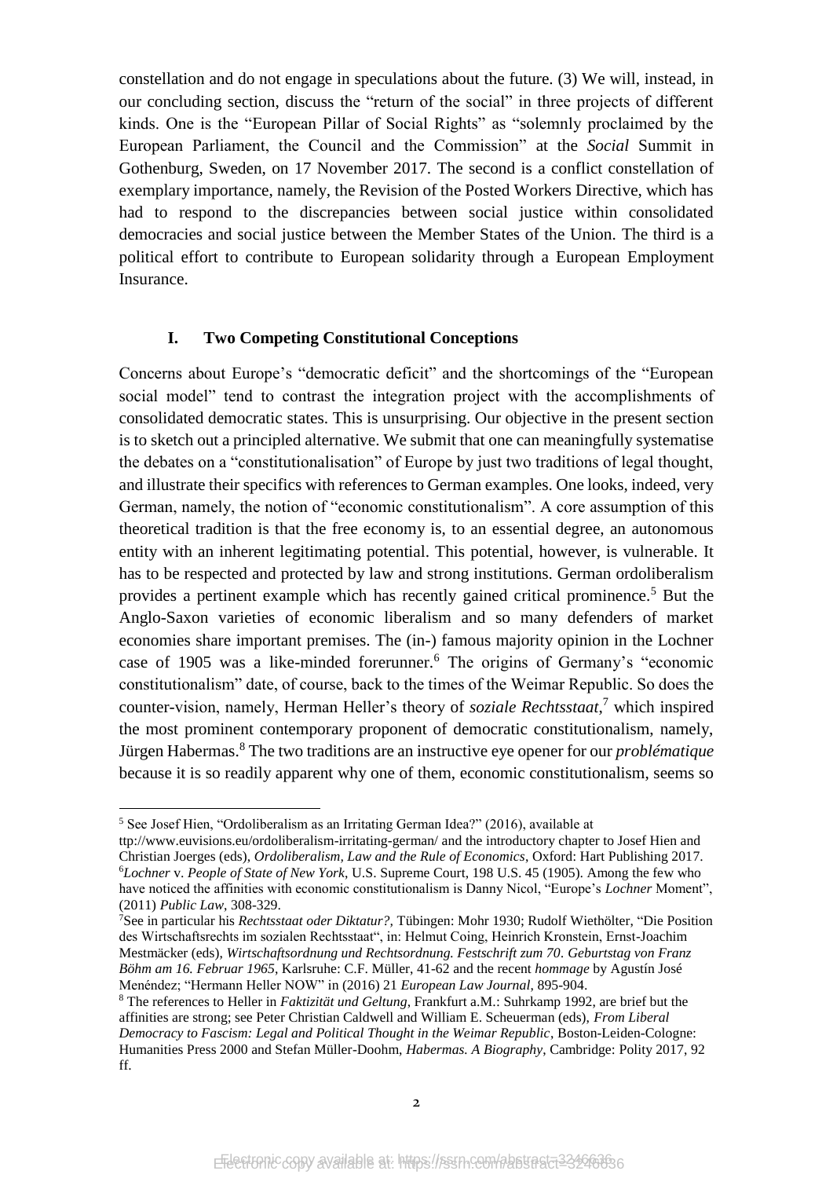constellation and do not engage in speculations about the future. (3) We will, instead, in our concluding section, discuss the "return of the social" in three projects of different kinds. One is the "European Pillar of Social Rights" as "solemnly proclaimed by the European Parliament, the Council and the Commission" at the *Social* Summit in Gothenburg, Sweden, on 17 November 2017. The second is a conflict constellation of exemplary importance, namely, the Revision of the Posted Workers Directive, which has had to respond to the discrepancies between social justice within consolidated democracies and social justice between the Member States of the Union. The third is a political effort to contribute to European solidarity through a European Employment Insurance.

## I. Two Competing Constitutional Conceptions

Concerns about Europe's "democratic deficit" and the shortcomings of the "European social model" tend to contrast the integration project with the accomplishments of consolidated democratic states. This is unsurprising. Our objective in the present section is to sketch out a principled alternative. We submit that one can meaningfully systematise the debates on a "constitutionalisation" of Europe by just two traditions of legal thought, and illustrate their specifics with references to German examples. One looks, indeed, very German, namely, the notion of "economic constitutionalism". A core assumption of this theoretical tradition is that the free economy is, to an essential degree, an autonomous entity with an inherent legitimating potential. This potential, however, is vulnerable. It has to be respected and protected by law and strong institutions. German ordoliberalism provides a pertinent example which has recently gained critical prominence.[5] But the Anglo-Saxon varieties of economic liberalism and so many defenders of market economies share important premises. The (in-) famous majority opinion in the Lochner case of 1905 was a like-minded forerunner.[6] The origins of Germany's "economic constitutionalism" date, of course, back to the times of the Weimar Republic. So does the counter-vision, namely, Herman Heller's theory of *soziale Rechtsstaat*,[7] which inspired the most prominent contemporary proponent of democratic constitutionalism, namely, Jürgen Habermas.[8] The two traditions are an instructive eye opener for our *problématique* because it is so readily apparent why one of them, economic constitutionalism, seems so

---

[5] See Josef Hien, "Ordoliberalism as an Irritating German Idea?" (2016), available at ttp://www.euvisions.eu/ordoliberalism-irritating-german/ and the introductory chapter to Josef Hien and Christian Joerges (eds), *Ordoliberalism, Law and the Rule of Economics*, Oxford: Hart Publishing 2017.

[6] *Lochner* v. *People of State of New York*, U.S. Supreme Court, 198 U.S. 45 (1905). Among the few who have noticed the affinities with economic constitutionalism is Danny Nicol, "Europe's *Lochner* Moment", (2011) *Public Law*, 308-329.

[7] See in particular his *Rechtsstaat oder Diktatur?*, Tübingen: Mohr 1930; Rudolf Wiethölter, "Die Position des Wirtschaftsrechts im sozialen Rechtsstaat", in: Helmut Coing, Heinrich Kronstein, Ernst-Joachim Mestmäcker (eds), *Wirtschaftsordnung und Rechtsordnung. Festschrift zum 70. Geburtstag von Franz Böhm am 16. Februar 1965*, Karlsruhe: C.F. Müller, 41-62 and the recent *hommage* by Agustín José Menéndez; "Hermann Heller NOW" in (2016) 21 *European Law Journal*, 895-904.

[8] The references to Heller in *Faktizität und Geltung*, Frankfurt a.M.: Suhrkamp 1992, are brief but the affinities are strong; see Peter Christian Caldwell and William E. Scheuerman (eds), *From Liberal Democracy to Fascism: Legal and Political Thought in the Weimar Republic*, Boston-Leiden-Cologne: Humanities Press 2000 and Stefan Müller-Doohm, *Habermas. A Biography*, Cambridge: Polity 2017, 92 ff.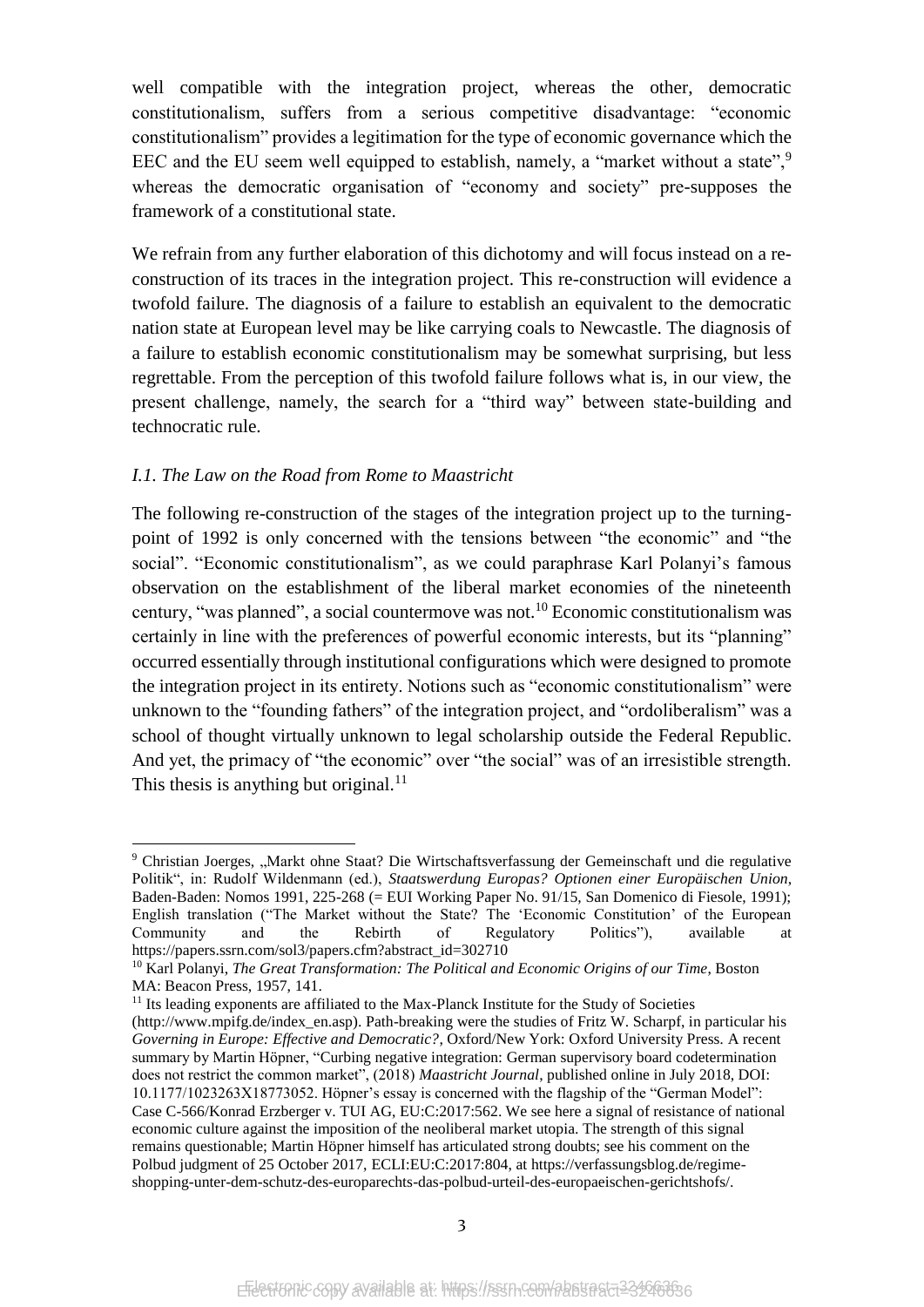well compatible with the integration project, whereas the other, democratic constitutionalism, suffers from a serious competitive disadvantage: "economic constitutionalism" provides a legitimation for the type of economic governance which the EEC and the EU seem well equipped to establish, namely, a "market without a state",[9] whereas the democratic organisation of "economy and society" pre-supposes the framework of a constitutional state.

We refrain from any further elaboration of this dichotomy and will focus instead on a re-construction of its traces in the integration project. This re-construction will evidence a twofold failure. The diagnosis of a failure to establish an equivalent to the democratic nation state at European level may be like carrying coals to Newcastle. The diagnosis of a failure to establish economic constitutionalism may be somewhat surprising, but less regrettable. From the perception of this twofold failure follows what is, in our view, the present challenge, namely, the search for a "third way" between state-building and technocratic rule.

### *I.1. The Law on the Road from Rome to Maastricht*

The following re-construction of the stages of the integration project up to the turning-point of 1992 is only concerned with the tensions between "the economic" and "the social". "Economic constitutionalism", as we could paraphrase Karl Polanyi's famous observation on the establishment of the liberal market economies of the nineteenth century, "was planned", a social countermove was not.[10] Economic constitutionalism was certainly in line with the preferences of powerful economic interests, but its "planning" occurred essentially through institutional configurations which were designed to promote the integration project in its entirety. Notions such as "economic constitutionalism" were unknown to the "founding fathers" of the integration project, and "ordoliberalism" was a school of thought virtually unknown to legal scholarship outside the Federal Republic. And yet, the primacy of "the economic" over "the social" was of an irresistible strength. This thesis is anything but original.[11]

---

[9] Christian Joerges, „Markt ohne Staat? Die Wirtschaftsverfassung der Gemeinschaft und die regulative Politik", in: Rudolf Wildenmann (ed.), *Staatswerdung Europas? Optionen einer Europäischen Union*, Baden-Baden: Nomos 1991, 225-268 (= EUI Working Paper No. 91/15, San Domenico di Fiesole, 1991); English translation ("The Market without the State? The 'Economic Constitution' of the European Community and the Rebirth of Regulatory Politics"), available at https://papers.ssrn.com/sol3/papers.cfm?abstract_id=302710

[10] Karl Polanyi, *The Great Transformation: The Political and Economic Origins of our Time*, Boston MA: Beacon Press, 1957, 141.

[11] Its leading exponents are affiliated to the Max-Planck Institute for the Study of Societies (http://www.mpifg.de/index_en.asp). Path-breaking were the studies of Fritz W. Scharpf, in particular his *Governing in Europe: Effective and Democratic?*, Oxford/New York: Oxford University Press. A recent summary by Martin Höpner, "Curbing negative integration: German supervisory board codetermination does not restrict the common market", (2018) *Maastricht Journal*, published online in July 2018, DOI: 10.1177/1023263X18773052. Höpner's essay is concerned with the flagship of the "German Model": Case C-566/Konrad Erzberger v. TUI AG, EU:C:2017:562. We see here a signal of resistance of national economic culture against the imposition of the neoliberal market utopia. The strength of this signal remains questionable; Martin Höpner himself has articulated strong doubts; see his comment on the Polbud judgment of 25 October 2017, ECLI:EU:C:2017:804, at https://verfassungsblog.de/regime-shopping-unter-dem-schutz-des-europarechts-das-polbud-urteil-des-europaeischen-gerichtshofs/.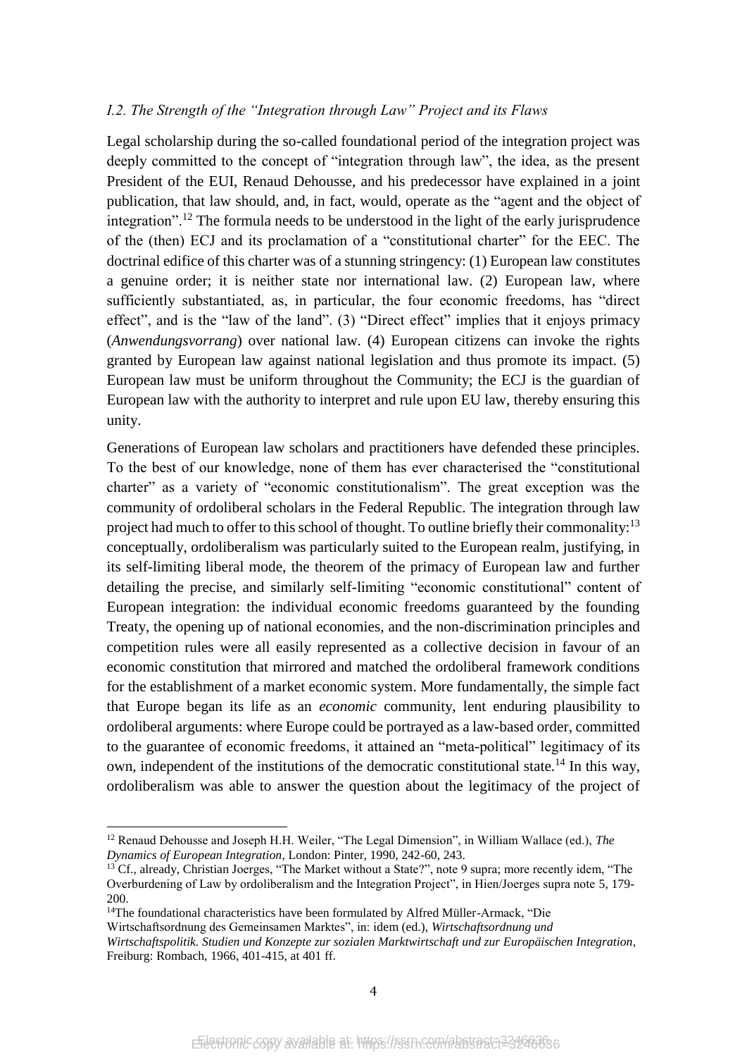### *I.2. The Strength of the "Integration through Law" Project and its Flaws*

Legal scholarship during the so-called foundational period of the integration project was deeply committed to the concept of "integration through law", the idea, as the present President of the EUI, Renaud Dehousse, and his predecessor have explained in a joint publication, that law should, and, in fact, would, operate as the "agent and the object of integration".[12] The formula needs to be understood in the light of the early jurisprudence of the (then) ECJ and its proclamation of a "constitutional charter" for the EEC. The doctrinal edifice of this charter was of a stunning stringency: (1) European law constitutes a genuine order; it is neither state nor international law. (2) European law, where sufficiently substantiated, as, in particular, the four economic freedoms, has "direct effect", and is the "law of the land". (3) "Direct effect" implies that it enjoys primacy (*Anwendungsvorrang*) over national law. (4) European citizens can invoke the rights granted by European law against national legislation and thus promote its impact. (5) European law must be uniform throughout the Community; the ECJ is the guardian of European law with the authority to interpret and rule upon EU law, thereby ensuring this unity.

Generations of European law scholars and practitioners have defended these principles. To the best of our knowledge, none of them has ever characterised the "constitutional charter" as a variety of "economic constitutionalism". The great exception was the community of ordoliberal scholars in the Federal Republic. The integration through law project had much to offer to this school of thought. To outline briefly their commonality:[13] conceptually, ordoliberalism was particularly suited to the European realm, justifying, in its self-limiting liberal mode, the theorem of the primacy of European law and further detailing the precise, and similarly self-limiting "economic constitutional" content of European integration: the individual economic freedoms guaranteed by the founding Treaty, the opening up of national economies, and the non-discrimination principles and competition rules were all easily represented as a collective decision in favour of an economic constitution that mirrored and matched the ordoliberal framework conditions for the establishment of a market economic system. More fundamentally, the simple fact that Europe began its life as an *economic* community, lent enduring plausibility to ordoliberal arguments: where Europe could be portrayed as a law-based order, committed to the guarantee of economic freedoms, it attained an "meta-political" legitimacy of its own, independent of the institutions of the democratic constitutional state.[14] In this way, ordoliberalism was able to answer the question about the legitimacy of the project of

---

[12] Renaud Dehousse and Joseph H.H. Weiler, "The Legal Dimension", in William Wallace (ed.), *The Dynamics of European Integration*, London: Pinter, 1990, 242-60, 243.

[13] Cf., already, Christian Joerges, "The Market without a State?", note 9 supra; more recently idem, "The Overburdening of Law by ordoliberalism and the Integration Project", in Hien/Joerges supra note 5, 179-200.

[14] The foundational characteristics have been formulated by Alfred Müller-Armack, "Die Wirtschaftsordnung des Gemeinsamen Marktes", in: idem (ed.), *Wirtschaftsordnung und Wirtschaftspolitik. Studien und Konzepte zur sozialen Marktwirtschaft und zur Europäischen Integration*, Freiburg: Rombach, 1966, 401-415, at 401 ff.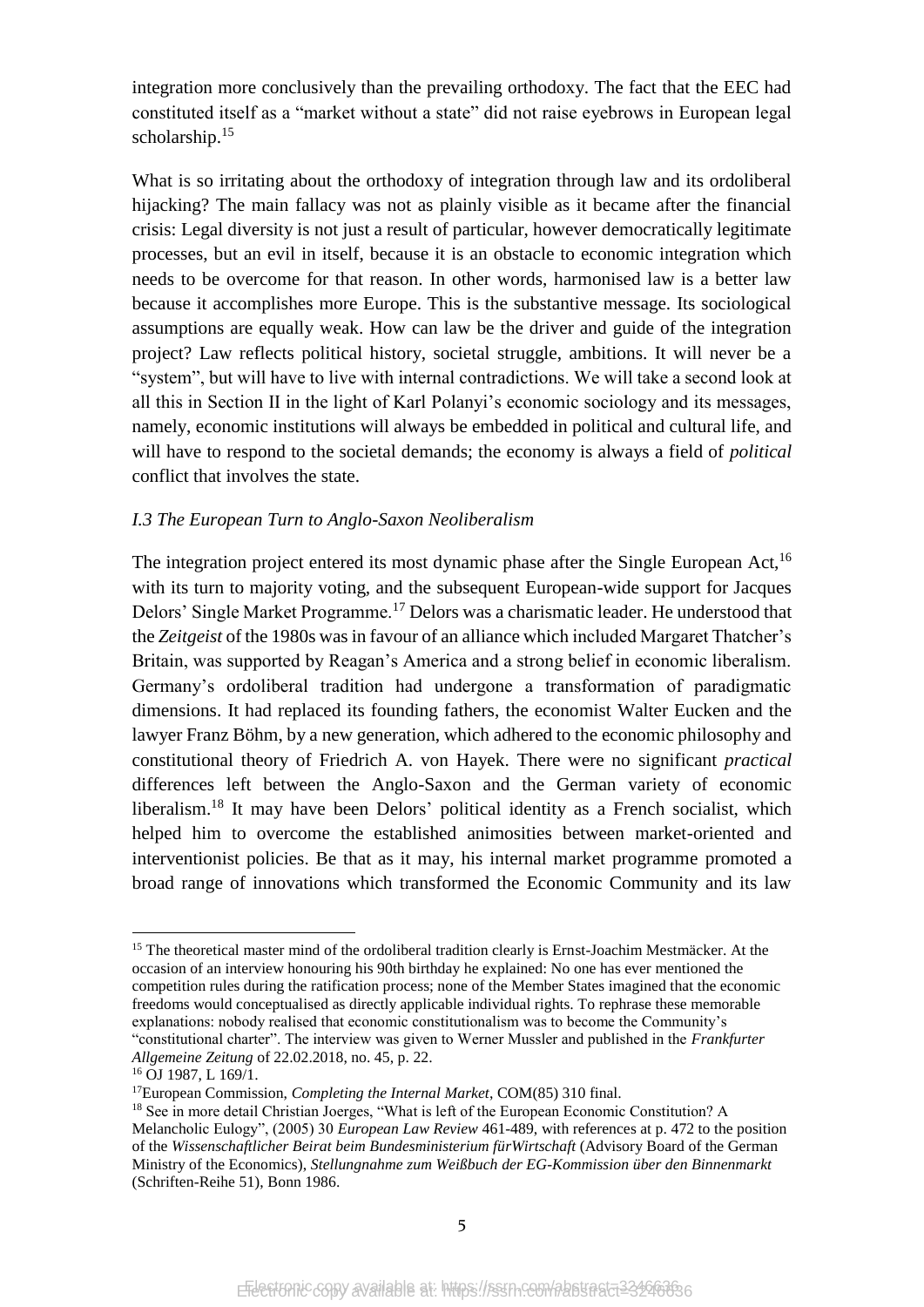integration more conclusively than the prevailing orthodoxy. The fact that the EEC had constituted itself as a "market without a state" did not raise eyebrows in European legal scholarship.[15]

What is so irritating about the orthodoxy of integration through law and its ordoliberal hijacking? The main fallacy was not as plainly visible as it became after the financial crisis: Legal diversity is not just a result of particular, however democratically legitimate processes, but an evil in itself, because it is an obstacle to economic integration which needs to be overcome for that reason. In other words, harmonised law is a better law because it accomplishes more Europe. This is the substantive message. Its sociological assumptions are equally weak. How can law be the driver and guide of the integration project? Law reflects political history, societal struggle, ambitions. It will never be a "system", but will have to live with internal contradictions. We will take a second look at all this in Section II in the light of Karl Polanyi's economic sociology and its messages, namely, economic institutions will always be embedded in political and cultural life, and will have to respond to the societal demands; the economy is always a field of *political* conflict that involves the state.

### *I.3 The European Turn to Anglo-Saxon Neoliberalism*

The integration project entered its most dynamic phase after the Single European Act,[16] with its turn to majority voting, and the subsequent European-wide support for Jacques Delors' Single Market Programme.[17] Delors was a charismatic leader. He understood that the *Zeitgeist* of the 1980s was in favour of an alliance which included Margaret Thatcher's Britain, was supported by Reagan's America and a strong belief in economic liberalism. Germany's ordoliberal tradition had undergone a transformation of paradigmatic dimensions. It had replaced its founding fathers, the economist Walter Eucken and the lawyer Franz Böhm, by a new generation, which adhered to the economic philosophy and constitutional theory of Friedrich A. von Hayek. There were no significant *practical* differences left between the Anglo-Saxon and the German variety of economic liberalism.[18] It may have been Delors' political identity as a French socialist, which helped him to overcome the established animosities between market-oriented and interventionist policies. Be that as it may, his internal market programme promoted a broad range of innovations which transformed the Economic Community and its law

---

[15] The theoretical master mind of the ordoliberal tradition clearly is Ernst-Joachim Mestmäcker. At the occasion of an interview honouring his 90th birthday he explained: No one has ever mentioned the competition rules during the ratification process; none of the Member States imagined that the economic freedoms would conceptualised as directly applicable individual rights. To rephrase these memorable explanations: nobody realised that economic constitutionalism was to become the Community's "constitutional charter". The interview was given to Werner Mussler and published in the *Frankfurter Allgemeine Zeitung* of 22.02.2018, no. 45, p. 22.

[16] OJ 1987, L 169/1.

[17] European Commission, *Completing the Internal Market*, COM(85) 310 final.

[18] See in more detail Christian Joerges, "What is left of the European Economic Constitution? A Melancholic Eulogy", (2005) 30 *European Law Review* 461-489, with references at p. 472 to the position of the *Wissenschaftlicher Beirat beim Bundesministerium fürWirtschaft* (Advisory Board of the German Ministry of the Economics), *Stellungnahme zum Weißbuch der EG-Kommission über den Binnenmarkt* (Schriften-Reihe 51), Bonn 1986.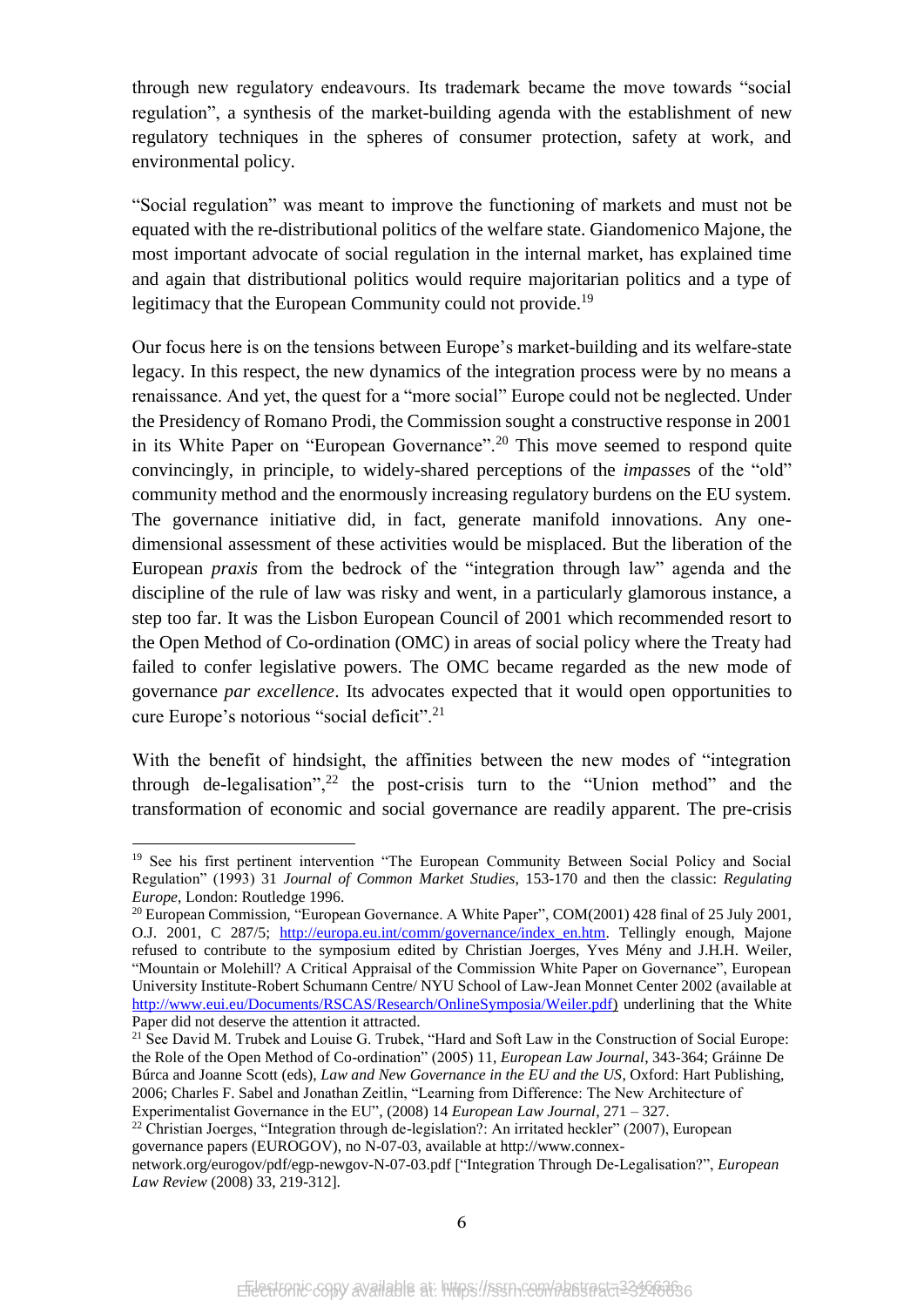through new regulatory endeavours. Its trademark became the move towards "social regulation", a synthesis of the market-building agenda with the establishment of new regulatory techniques in the spheres of consumer protection, safety at work, and environmental policy.

"Social regulation" was meant to improve the functioning of markets and must not be equated with the re-distributional politics of the welfare state. Giandomenico Majone, the most important advocate of social regulation in the internal market, has explained time and again that distributional politics would require majoritarian politics and a type of legitimacy that the European Community could not provide.[19]

Our focus here is on the tensions between Europe's market-building and its welfare-state legacy. In this respect, the new dynamics of the integration process were by no means a renaissance. And yet, the quest for a "more social" Europe could not be neglected. Under the Presidency of Romano Prodi, the Commission sought a constructive response in 2001 in its White Paper on "European Governance".[20] This move seemed to respond quite convincingly, in principle, to widely-shared perceptions of the *impasse*s of the "old" community method and the enormously increasing regulatory burdens on the EU system. The governance initiative did, in fact, generate manifold innovations. Any one-dimensional assessment of these activities would be misplaced. But the liberation of the European *praxis* from the bedrock of the "integration through law" agenda and the discipline of the rule of law was risky and went, in a particularly glamorous instance, a step too far. It was the Lisbon European Council of 2001 which recommended resort to the Open Method of Co-ordination (OMC) in areas of social policy where the Treaty had failed to confer legislative powers. The OMC became regarded as the new mode of governance *par excellence*. Its advocates expected that it would open opportunities to cure Europe's notorious "social deficit".[21]

With the benefit of hindsight, the affinities between the new modes of "integration through de-legalisation",[22] the post-crisis turn to the "Union method" and the transformation of economic and social governance are readily apparent. The pre-crisis

---

[19] See his first pertinent intervention "The European Community Between Social Policy and Social Regulation" (1993) 31 *Journal of Common Market Studies*, 153-170 and then the classic: *Regulating Europe*, London: Routledge 1996.

[20] European Commission, "European Governance. A White Paper", COM(2001) 428 final of 25 July 2001, O.J. 2001, C 287/5; http://europa.eu.int/comm/governance/index_en.htm. Tellingly enough, Majone refused to contribute to the symposium edited by Christian Joerges, Yves Mény and J.H.H. Weiler, "Mountain or Molehill? A Critical Appraisal of the Commission White Paper on Governance", European University Institute-Robert Schumann Centre/ NYU School of Law-Jean Monnet Center 2002 (available at http://www.eui.eu/Documents/RSCAS/Research/OnlineSymposia/Weiler.pdf) underlining that the White Paper did not deserve the attention it attracted.

[21] See David M. Trubek and Louise G. Trubek, "Hard and Soft Law in the Construction of Social Europe: the Role of the Open Method of Co-ordination" (2005) 11, *European Law Journal*, 343-364; Gráinne De Búrca and Joanne Scott (eds), *Law and New Governance in the EU and the US*, Oxford: Hart Publishing, 2006; Charles F. Sabel and Jonathan Zeitlin, "Learning from Difference: The New Architecture of Experimentalist Governance in the EU", (2008) 14 *European Law Journal*, 271 – 327.

[22] Christian Joerges, "Integration through de-legislation?: An irritated heckler" (2007), European governance papers (EUROGOV), no N-07-03, available at http://www.connex-network.org/eurogov/pdf/egp-newgov-N-07-03.pdf ["Integration Through De-Legalisation?", *European Law Review* (2008) 33, 219-312].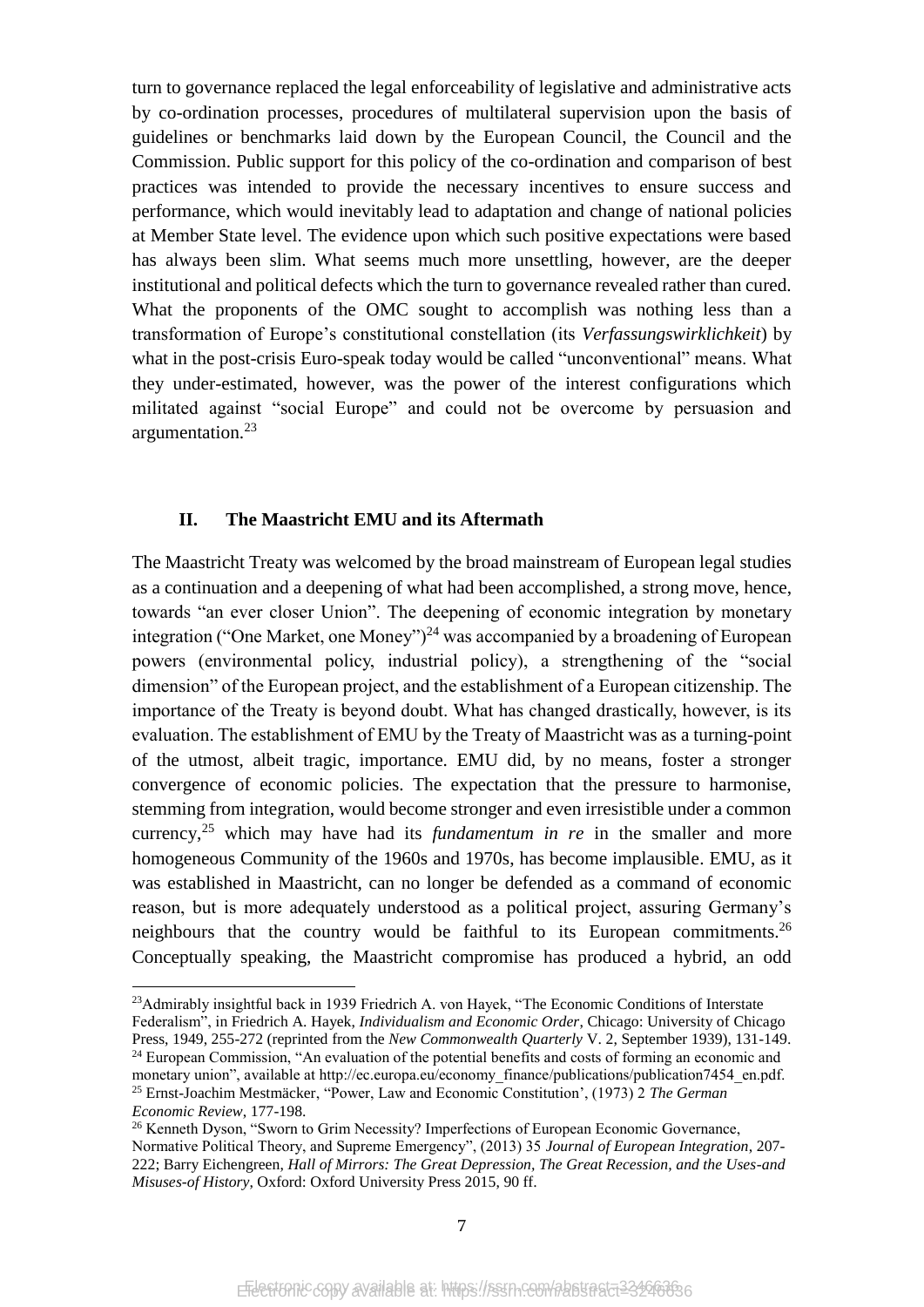turn to governance replaced the legal enforceability of legislative and administrative acts by co-ordination processes, procedures of multilateral supervision upon the basis of guidelines or benchmarks laid down by the European Council, the Council and the Commission. Public support for this policy of the co-ordination and comparison of best practices was intended to provide the necessary incentives to ensure success and performance, which would inevitably lead to adaptation and change of national policies at Member State level. The evidence upon which such positive expectations were based has always been slim. What seems much more unsettling, however, are the deeper institutional and political defects which the turn to governance revealed rather than cured. What the proponents of the OMC sought to accomplish was nothing less than a transformation of Europe's constitutional constellation (its *Verfassungswirklichkeit*) by what in the post-crisis Euro-speak today would be called "unconventional" means. What they under-estimated, however, was the power of the interest configurations which militated against "social Europe" and could not be overcome by persuasion and argumentation.[23]

## II. The Maastricht EMU and its Aftermath

The Maastricht Treaty was welcomed by the broad mainstream of European legal studies as a continuation and a deepening of what had been accomplished, a strong move, hence, towards "an ever closer Union". The deepening of economic integration by monetary integration ("One Market, one Money")[24] was accompanied by a broadening of European powers (environmental policy, industrial policy), a strengthening of the "social dimension" of the European project, and the establishment of a European citizenship. The importance of the Treaty is beyond doubt. What has changed drastically, however, is its evaluation. The establishment of EMU by the Treaty of Maastricht was as a turning-point of the utmost, albeit tragic, importance. EMU did, by no means, foster a stronger convergence of economic policies. The expectation that the pressure to harmonise, stemming from integration, would become stronger and even irresistible under a common currency,[25] which may have had its *fundamentum in re* in the smaller and more homogeneous Community of the 1960s and 1970s, has become implausible. EMU, as it was established in Maastricht, can no longer be defended as a command of economic reason, but is more adequately understood as a political project, assuring Germany's neighbours that the country would be faithful to its European commitments.[26] Conceptually speaking, the Maastricht compromise has produced a hybrid, an odd

---

[23] Admirably insightful back in 1939 Friedrich A. von Hayek, "The Economic Conditions of Interstate Federalism", in Friedrich A. Hayek, *Individualism and Economic Order*, Chicago: University of Chicago Press, 1949, 255-272 (reprinted from the *New Commonwealth Quarterly* V. 2, September 1939), 131-149.

[24] European Commission, "An evaluation of the potential benefits and costs of forming an economic and monetary union", available at http://ec.europa.eu/economy_finance/publications/publication7454_en.pdf.

[25] Ernst-Joachim Mestmäcker, "Power, Law and Economic Constitution', (1973) 2 *The German Economic Review*, 177-198.

[26] Kenneth Dyson, "Sworn to Grim Necessity? Imperfections of European Economic Governance, Normative Political Theory, and Supreme Emergency", (2013) 35 *Journal of European Integration*, 207-222; Barry Eichengreen, *Hall of Mirrors: The Great Depression, The Great Recession, and the Uses-and Misuses-of History*, Oxford: Oxford University Press 2015, 90 ff.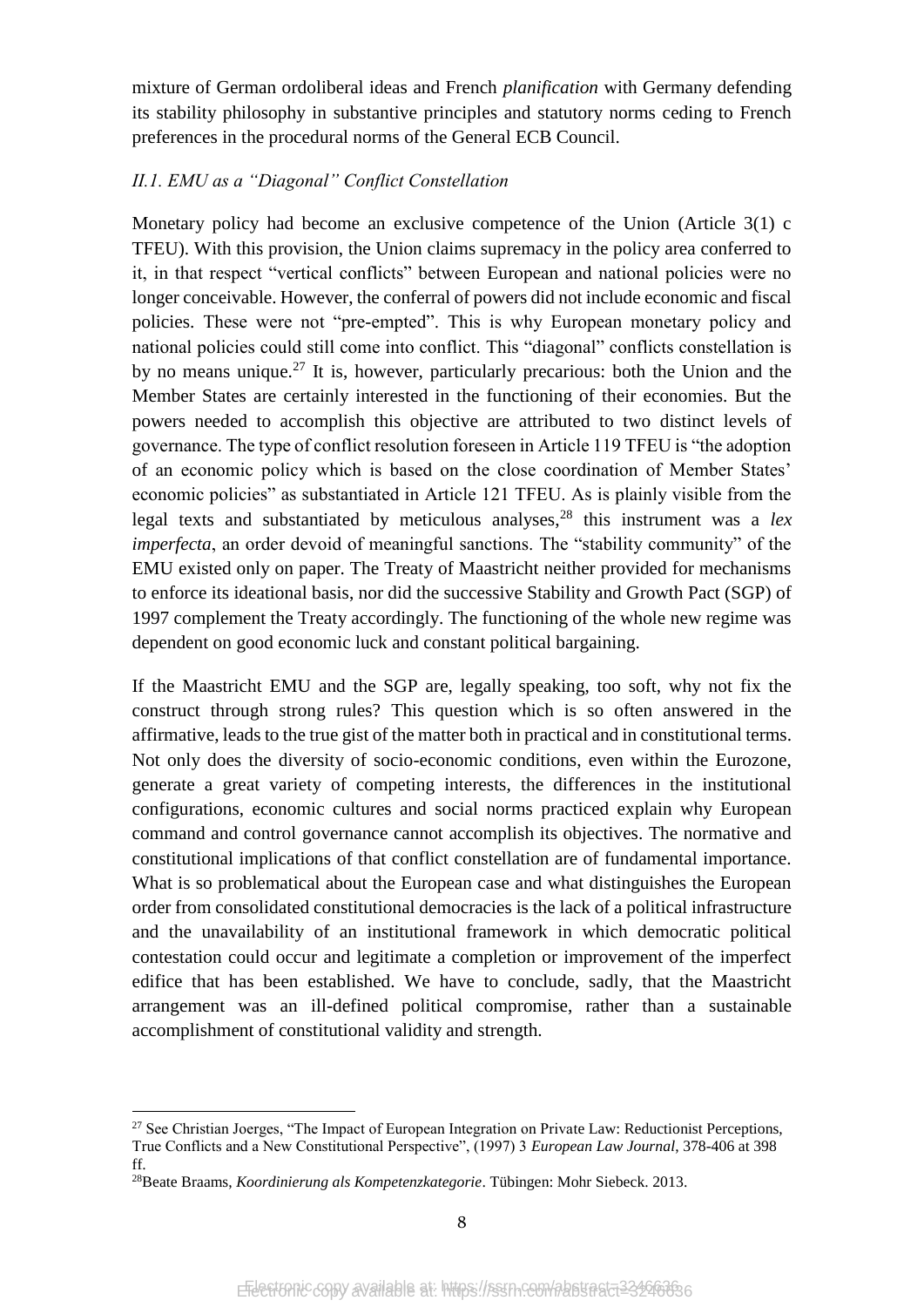mixture of German ordoliberal ideas and French *planification* with Germany defending its stability philosophy in substantive principles and statutory norms ceding to French preferences in the procedural norms of the General ECB Council.

### *II.1. EMU as a "Diagonal" Conflict Constellation*

Monetary policy had become an exclusive competence of the Union (Article 3(1) c TFEU). With this provision, the Union claims supremacy in the policy area conferred to it, in that respect "vertical conflicts" between European and national policies were no longer conceivable. However, the conferral of powers did not include economic and fiscal policies. These were not "pre-empted". This is why European monetary policy and national policies could still come into conflict. This "diagonal" conflicts constellation is by no means unique.[27] It is, however, particularly precarious: both the Union and the Member States are certainly interested in the functioning of their economies. But the powers needed to accomplish this objective are attributed to two distinct levels of governance. The type of conflict resolution foreseen in Article 119 TFEU is "the adoption of an economic policy which is based on the close coordination of Member States' economic policies" as substantiated in Article 121 TFEU. As is plainly visible from the legal texts and substantiated by meticulous analyses,[28] this instrument was a *lex imperfecta*, an order devoid of meaningful sanctions. The "stability community" of the EMU existed only on paper. The Treaty of Maastricht neither provided for mechanisms to enforce its ideational basis, nor did the successive Stability and Growth Pact (SGP) of 1997 complement the Treaty accordingly. The functioning of the whole new regime was dependent on good economic luck and constant political bargaining.

If the Maastricht EMU and the SGP are, legally speaking, too soft, why not fix the construct through strong rules? This question which is so often answered in the affirmative, leads to the true gist of the matter both in practical and in constitutional terms. Not only does the diversity of socio-economic conditions, even within the Eurozone, generate a great variety of competing interests, the differences in the institutional configurations, economic cultures and social norms practiced explain why European command and control governance cannot accomplish its objectives. The normative and constitutional implications of that conflict constellation are of fundamental importance. What is so problematical about the European case and what distinguishes the European order from consolidated constitutional democracies is the lack of a political infrastructure and the unavailability of an institutional framework in which democratic political contestation could occur and legitimate a completion or improvement of the imperfect edifice that has been established. We have to conclude, sadly, that the Maastricht arrangement was an ill-defined political compromise, rather than a sustainable accomplishment of constitutional validity and strength.

---

[27] See Christian Joerges, "The Impact of European Integration on Private Law: Reductionist Perceptions, True Conflicts and a New Constitutional Perspective", (1997) 3 *European Law Journal*, 378-406 at 398 ff.

[28] Beate Braams, *Koordinierung als Kompetenzkategorie*. Tübingen: Mohr Siebeck. 2013.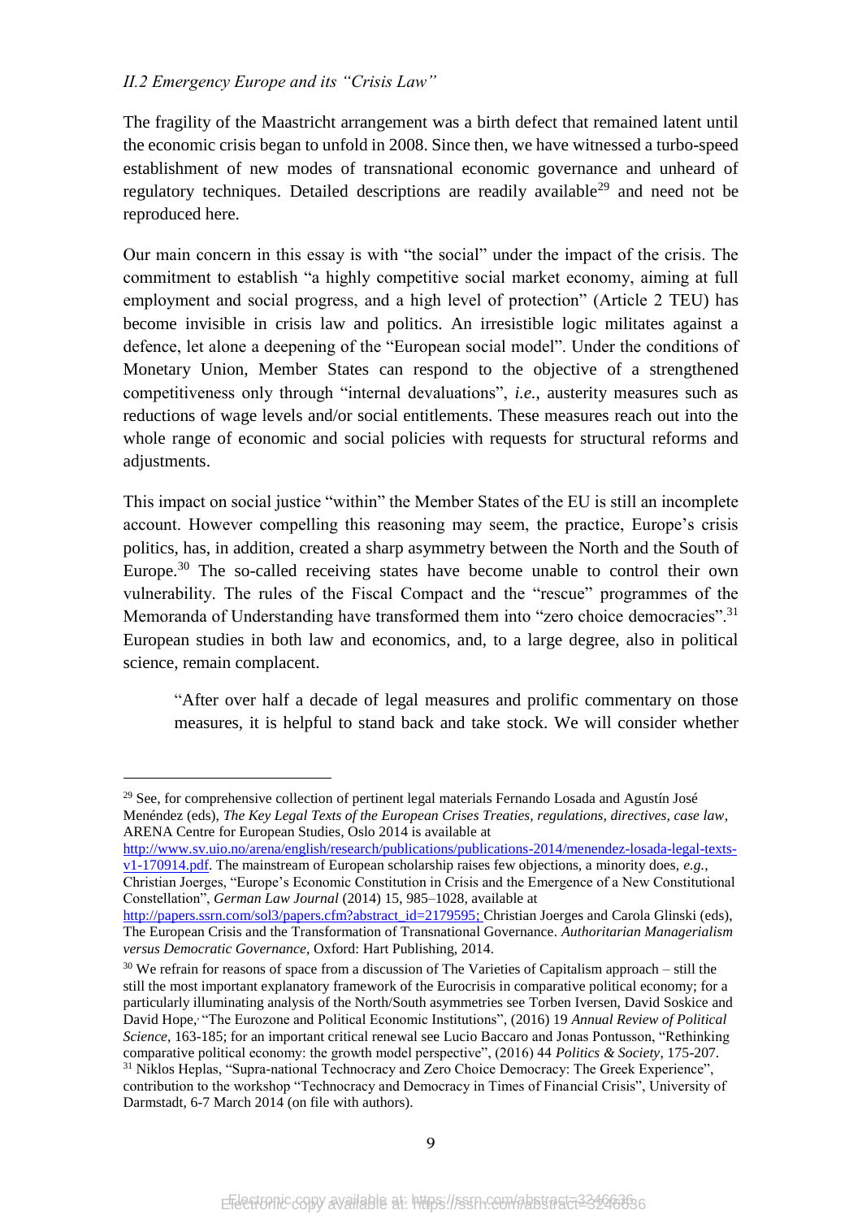### *II.2 Emergency Europe and its "Crisis Law"*

The fragility of the Maastricht arrangement was a birth defect that remained latent until the economic crisis began to unfold in 2008. Since then, we have witnessed a turbo-speed establishment of new modes of transnational economic governance and unheard of regulatory techniques. Detailed descriptions are readily available[29] and need not be reproduced here.

Our main concern in this essay is with "the social" under the impact of the crisis. The commitment to establish "a highly competitive social market economy, aiming at full employment and social progress, and a high level of protection" (Article 2 TEU) has become invisible in crisis law and politics. An irresistible logic militates against a defence, let alone a deepening of the "European social model". Under the conditions of Monetary Union, Member States can respond to the objective of a strengthened competitiveness only through "internal devaluations", *i.e.*, austerity measures such as reductions of wage levels and/or social entitlements. These measures reach out into the whole range of economic and social policies with requests for structural reforms and adjustments.

This impact on social justice "within" the Member States of the EU is still an incomplete account. However compelling this reasoning may seem, the practice, Europe's crisis politics, has, in addition, created a sharp asymmetry between the North and the South of Europe.[30] The so-called receiving states have become unable to control their own vulnerability. The rules of the Fiscal Compact and the "rescue" programmes of the Memoranda of Understanding have transformed them into "zero choice democracies".[31] European studies in both law and economics, and, to a large degree, also in political science, remain complacent.

> "After over half a decade of legal measures and prolific commentary on those measures, it is helpful to stand back and take stock. We will consider whether

---

[29] See, for comprehensive collection of pertinent legal materials Fernando Losada and Agustín José Menéndez (eds), *The Key Legal Texts of the European Crises Treaties, regulations, directives, case law*, ARENA Centre for European Studies, Oslo 2014 is available at http://www.sv.uio.no/arena/english/research/publications/publications-2014/menendez-losada-legal-texts-v1-170914.pdf. The mainstream of European scholarship raises few objections, a minority does, *e.g.*, Christian Joerges, "Europe's Economic Constitution in Crisis and the Emergence of a New Constitutional Constellation", *German Law Journal* (2014) 15, 985–1028, available at http://papers.ssrn.com/sol3/papers.cfm?abstract_id=2179595; Christian Joerges and Carola Glinski (eds), The European Crisis and the Transformation of Transnational Governance. *Authoritarian Managerialism versus Democratic Governance*, Oxford: Hart Publishing, 2014.

[30] We refrain for reasons of space from a discussion of The Varieties of Capitalism approach – still the still the most important explanatory framework of the Eurocrisis in comparative political economy; for a particularly illuminating analysis of the North/South asymmetries see Torben Iversen, David Soskice and David Hope, "The Eurozone and Political Economic Institutions", (2016) 19 *Annual Review of Political Science*, 163-185; for an important critical renewal see Lucio Baccaro and Jonas Pontusson, "Rethinking comparative political economy: the growth model perspective", (2016) 44 *Politics & Society*, 175-207.

[31] Niklos Heplas, "Supra-national Technocracy and Zero Choice Democracy: The Greek Experience", contribution to the workshop "Technocracy and Democracy in Times of Financial Crisis", University of Darmstadt, 6-7 March 2014 (on file with authors).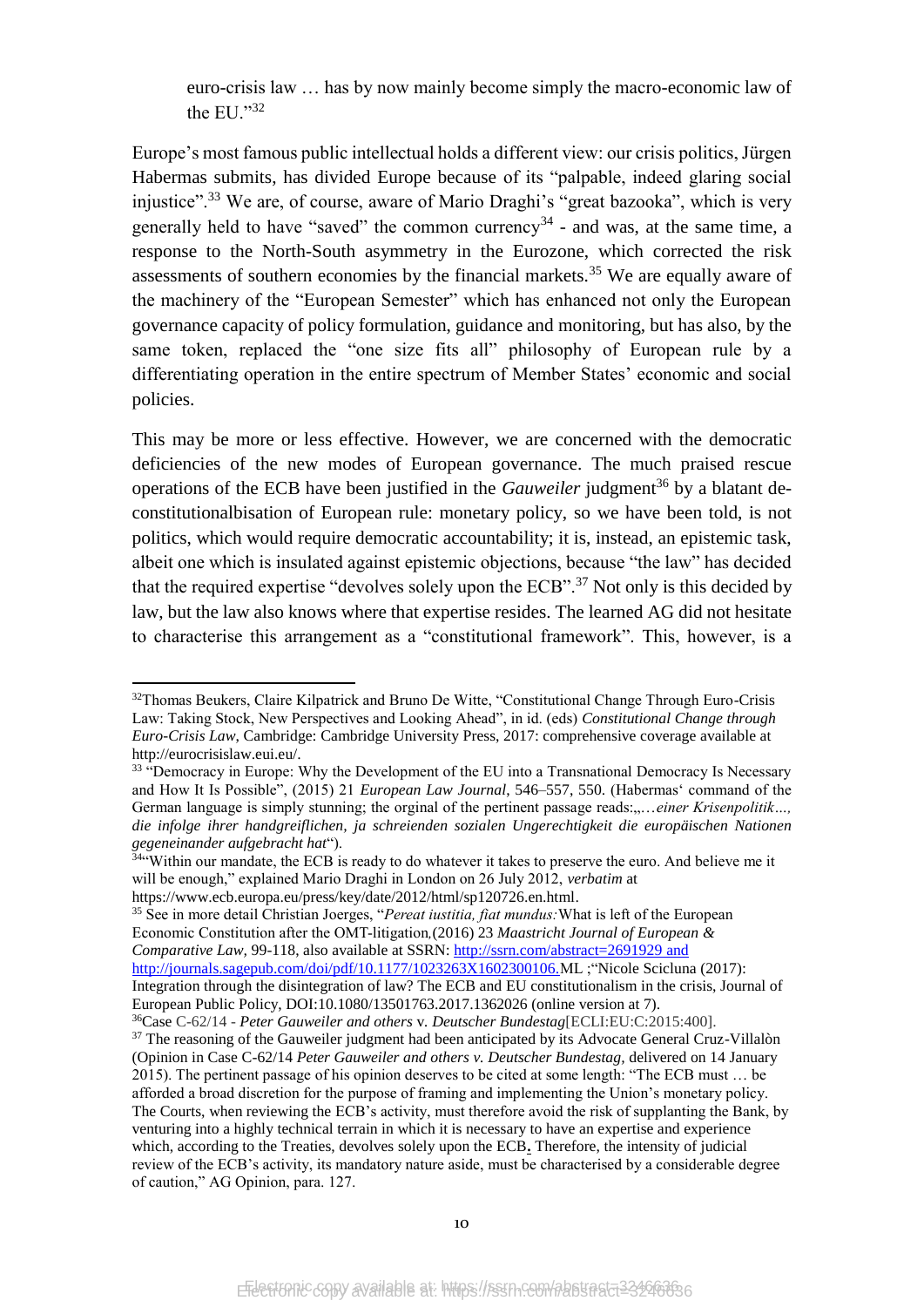euro-crisis law … has by now mainly become simply the macro-economic law of the EU."[32]

Europe's most famous public intellectual holds a different view: our crisis politics, Jürgen Habermas submits, has divided Europe because of its "palpable, indeed glaring social injustice".[33] We are, of course, aware of Mario Draghi's "great bazooka", which is very generally held to have "saved" the common currency[34] - and was, at the same time, a response to the North-South asymmetry in the Eurozone, which corrected the risk assessments of southern economies by the financial markets.[35] We are equally aware of the machinery of the "European Semester" which has enhanced not only the European governance capacity of policy formulation, guidance and monitoring, but has also, by the same token, replaced the "one size fits all" philosophy of European rule by a differentiating operation in the entire spectrum of Member States' economic and social policies.

This may be more or less effective. However, we are concerned with the democratic deficiencies of the new modes of European governance. The much praised rescue operations of the ECB have been justified in the *Gauweiler* judgment[36] by a blatant de-constitutionalbisation of European rule: monetary policy, so we have been told, is not politics, which would require democratic accountability; it is, instead, an epistemic task, albeit one which is insulated against epistemic objections, because "the law" has decided that the required expertise "devolves solely upon the ECB".[37] Not only is this decided by law, but the law also knows where that expertise resides. The learned AG did not hesitate to characterise this arrangement as a "constitutional framework". This, however, is a

---

[32] Thomas Beukers, Claire Kilpatrick and Bruno De Witte, "Constitutional Change Through Euro-Crisis Law: Taking Stock, New Perspectives and Looking Ahead", in id. (eds) *Constitutional Change through Euro-Crisis Law*, Cambridge: Cambridge University Press, 2017: comprehensive coverage available at http://eurocrisislaw.eui.eu/.

[33] "Democracy in Europe: Why the Development of the EU into a Transnational Democracy Is Necessary and How It Is Possible", (2015) 21 *European Law Journal*, 546–557, 550. (Habermas' command of the German language is simply stunning; the orginal of the pertinent passage reads:„*…einer Krisenpolitik…, die infolge ihrer handgreiflichen, ja schreienden sozialen Ungerechtigkeit die europäischen Nationen gegeneinander aufgebracht hat*").

[34] "Within our mandate, the ECB is ready to do whatever it takes to preserve the euro. And believe me it will be enough," explained Mario Draghi in London on 26 July 2012, *verbatim* at https://www.ecb.europa.eu/press/key/date/2012/html/sp120726.en.html.

[35] See in more detail Christian Joerges, "*Pereat iustitia, fiat mundus:* What is left of the European Economic Constitution after the OMT-litigation,(2016) 23 *Maastricht Journal of European & Comparative Law,* 99-118, also available at SSRN: http://ssrn.com/abstract=2691929 and http://journals.sagepub.com/doi/pdf/10.1177/1023263X1602300106.ML ;"Nicole Scicluna (2017): Integration through the disintegration of law? The ECB and EU constitutionalism in the crisis, Journal of European Public Policy, DOI:10.1080/13501763.2017.1362026 (online version at 7).

[36] Case C-62/14 - *Peter Gauweiler and others* v. *Deutscher Bundestag*[ECLI:EU:C:2015:400].

[37] The reasoning of the Gauweiler judgment had been anticipated by its Advocate General Cruz-Villalòn (Opinion in Case C-62/14 *Peter Gauweiler and others v. Deutscher Bundestag,* delivered on 14 January 2015). The pertinent passage of his opinion deserves to be cited at some length: "The ECB must … be afforded a broad discretion for the purpose of framing and implementing the Union's monetary policy. The Courts, when reviewing the ECB's activity, must therefore avoid the risk of supplanting the Bank, by venturing into a highly technical terrain in which it is necessary to have an expertise and experience which, according to the Treaties, devolves solely upon the ECB**.** Therefore, the intensity of judicial review of the ECB's activity, its mandatory nature aside, must be characterised by a considerable degree of caution," AG Opinion, para. 127.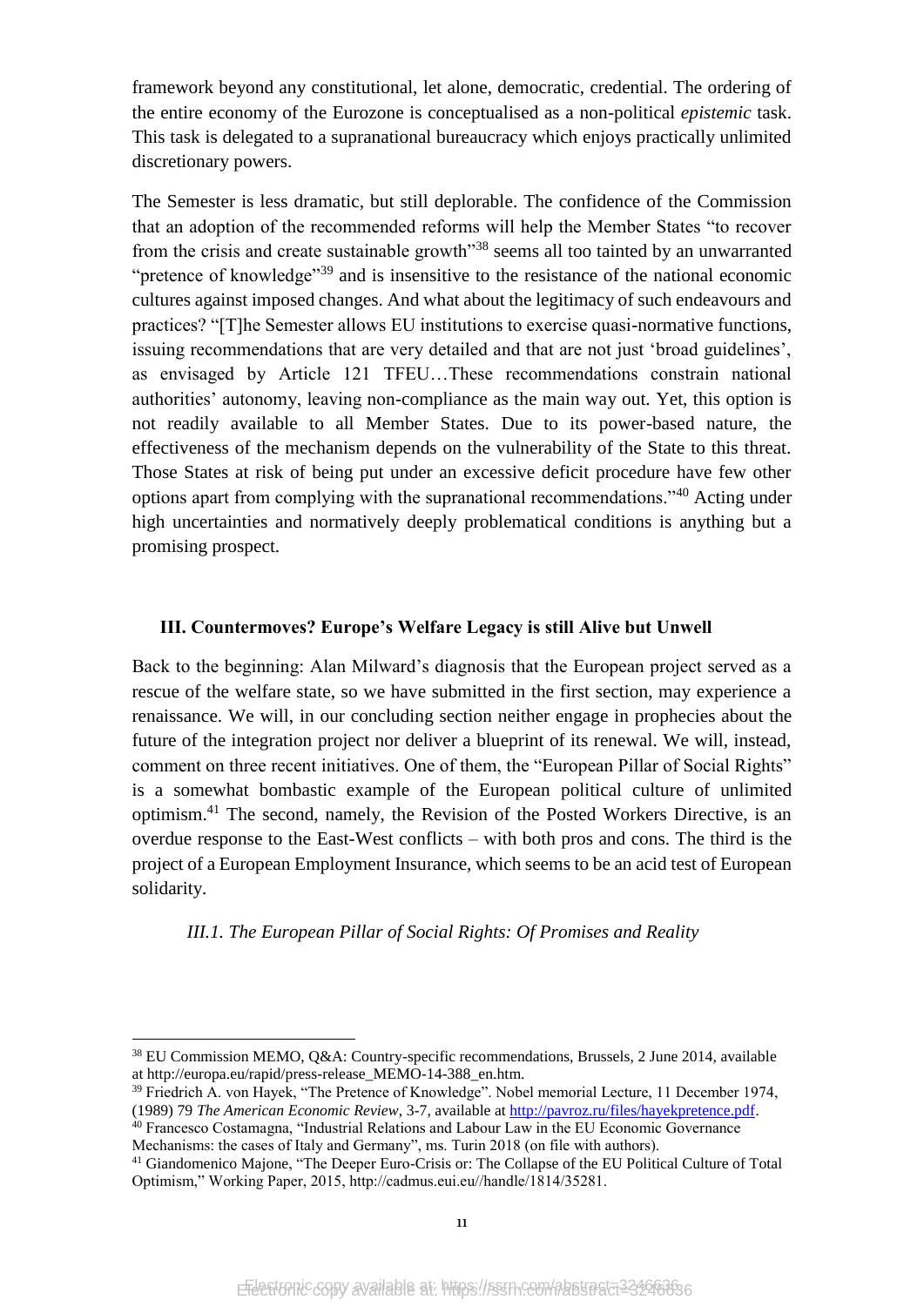framework beyond any constitutional, let alone, democratic, credential. The ordering of the entire economy of the Eurozone is conceptualised as a non-political *epistemic* task. This task is delegated to a supranational bureaucracy which enjoys practically unlimited discretionary powers.

The Semester is less dramatic, but still deplorable. The confidence of the Commission that an adoption of the recommended reforms will help the Member States "to recover from the crisis and create sustainable growth"[38] seems all too tainted by an unwarranted "pretence of knowledge"[39] and is insensitive to the resistance of the national economic cultures against imposed changes. And what about the legitimacy of such endeavours and practices? "[T]he Semester allows EU institutions to exercise quasi-normative functions, issuing recommendations that are very detailed and that are not just 'broad guidelines', as envisaged by Article 121 TFEU…These recommendations constrain national authorities' autonomy, leaving non-compliance as the main way out. Yet, this option is not readily available to all Member States. Due to its power-based nature, the effectiveness of the mechanism depends on the vulnerability of the State to this threat. Those States at risk of being put under an excessive deficit procedure have few other options apart from complying with the supranational recommendations."[40] Acting under high uncertainties and normatively deeply problematical conditions is anything but a promising prospect.

## III. Countermoves? Europe's Welfare Legacy is still Alive but Unwell

Back to the beginning: Alan Milward's diagnosis that the European project served as a rescue of the welfare state, so we have submitted in the first section, may experience a renaissance. We will, in our concluding section neither engage in prophecies about the future of the integration project nor deliver a blueprint of its renewal. We will, instead, comment on three recent initiatives. One of them, the "European Pillar of Social Rights" is a somewhat bombastic example of the European political culture of unlimited optimism.[41] The second, namely, the Revision of the Posted Workers Directive, is an overdue response to the East-West conflicts – with both pros and cons. The third is the project of a European Employment Insurance, which seems to be an acid test of European solidarity.

### *III.1. The European Pillar of Social Rights: Of Promises and Reality*

---

[38] EU Commission MEMO, Q&A: Country-specific recommendations, Brussels, 2 June 2014, available at http://europa.eu/rapid/press-release_MEMO-14-388_en.htm.

[39] Friedrich A. von Hayek, "The Pretence of Knowledge". Nobel memorial Lecture, 11 December 1974, (1989) 79 *The American Economic Review*, 3-7, available at http://pavroz.ru/files/hayekpretence.pdf.

[40] Francesco Costamagna, "Industrial Relations and Labour Law in the EU Economic Governance Mechanisms: the cases of Italy and Germany", ms. Turin 2018 (on file with authors).

[41] Giandomenico Majone, "The Deeper Euro-Crisis or: The Collapse of the EU Political Culture of Total Optimism," Working Paper, 2015, http://cadmus.eui.eu//handle/1814/35281.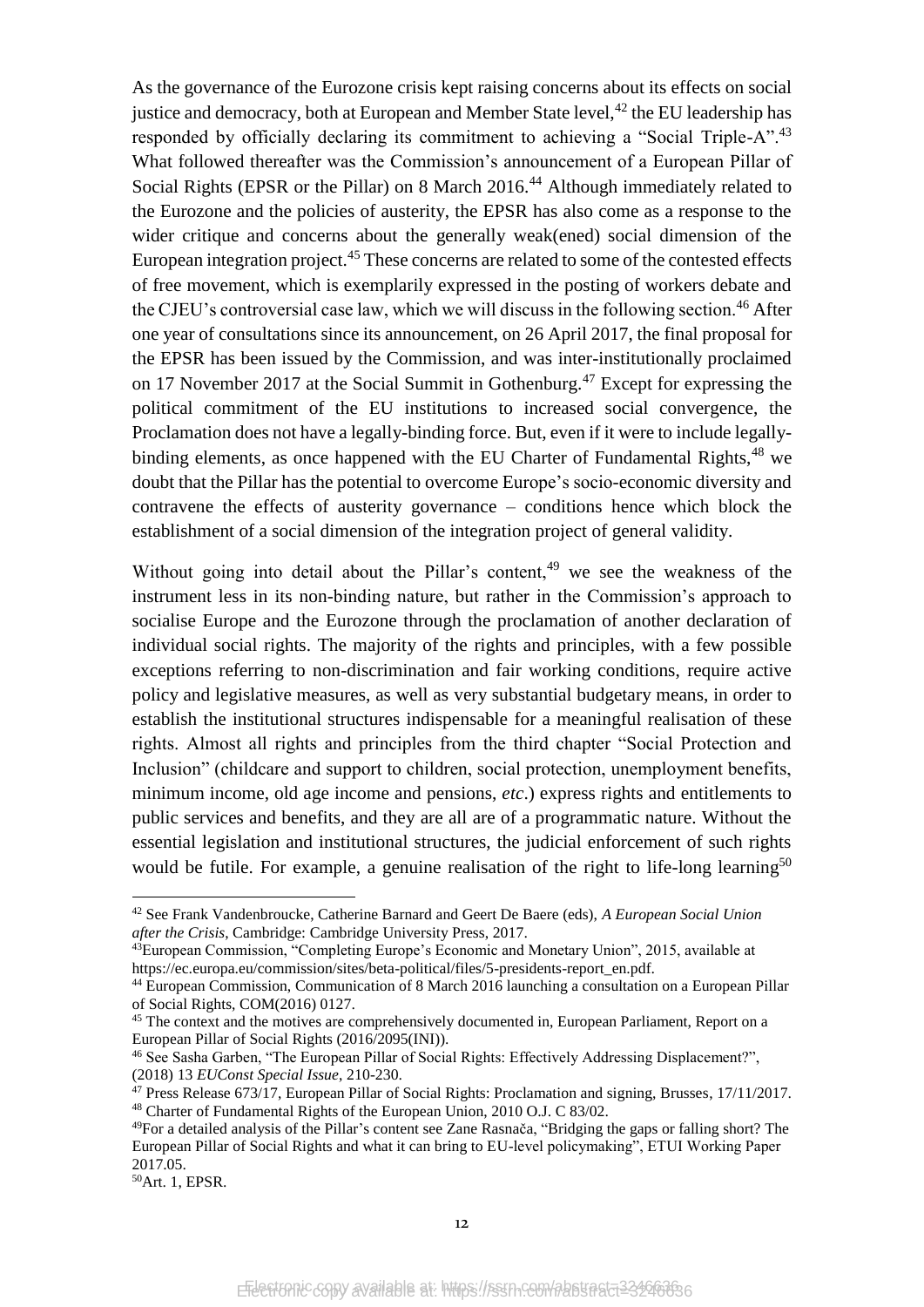As the governance of the Eurozone crisis kept raising concerns about its effects on social justice and democracy, both at European and Member State level,[42] the EU leadership has responded by officially declaring its commitment to achieving a "Social Triple-A".[43] What followed thereafter was the Commission's announcement of a European Pillar of Social Rights (EPSR or the Pillar) on 8 March 2016.[44] Although immediately related to the Eurozone and the policies of austerity, the EPSR has also come as a response to the wider critique and concerns about the generally weak(ened) social dimension of the European integration project.[45] These concerns are related to some of the contested effects of free movement, which is exemplarily expressed in the posting of workers debate and the CJEU's controversial case law, which we will discuss in the following section.[46] After one year of consultations since its announcement, on 26 April 2017, the final proposal for the EPSR has been issued by the Commission, and was inter-institutionally proclaimed on 17 November 2017 at the Social Summit in Gothenburg.[47] Except for expressing the political commitment of the EU institutions to increased social convergence, the Proclamation does not have a legally-binding force. But, even if it were to include legally-binding elements, as once happened with the EU Charter of Fundamental Rights,[48] we doubt that the Pillar has the potential to overcome Europe's socio-economic diversity and contravene the effects of austerity governance – conditions hence which block the establishment of a social dimension of the integration project of general validity.

Without going into detail about the Pillar's content,[49] we see the weakness of the instrument less in its non-binding nature, but rather in the Commission's approach to socialise Europe and the Eurozone through the proclamation of another declaration of individual social rights. The majority of the rights and principles, with a few possible exceptions referring to non-discrimination and fair working conditions, require active policy and legislative measures, as well as very substantial budgetary means, in order to establish the institutional structures indispensable for a meaningful realisation of these rights. Almost all rights and principles from the third chapter "Social Protection and Inclusion" (childcare and support to children, social protection, unemployment benefits, minimum income, old age income and pensions, *etc*.) express rights and entitlements to public services and benefits, and they are all are of a programmatic nature. Without the essential legislation and institutional structures, the judicial enforcement of such rights would be futile. For example, a genuine realisation of the right to life-long learning[50]

---

[42] See Frank Vandenbroucke, Catherine Barnard and Geert De Baere (eds), *A European Social Union after the Crisis*, Cambridge: Cambridge University Press, 2017.

[43] European Commission, "Completing Europe's Economic and Monetary Union", 2015, available at https://ec.europa.eu/commission/sites/beta-political/files/5-presidents-report_en.pdf.

[44] European Commission, Communication of 8 March 2016 launching a consultation on a European Pillar of Social Rights, COM(2016) 0127.

[45] The context and the motives are comprehensively documented in, European Parliament, Report on a European Pillar of Social Rights (2016/2095(INI)).

[46] See Sasha Garben, "The European Pillar of Social Rights: Effectively Addressing Displacement?", (2018) 13 *EUConst Special Issue*, 210-230.

[47] Press Release 673/17, European Pillar of Social Rights: Proclamation and signing, Brusses, 17/11/2017.

[48] Charter of Fundamental Rights of the European Union, 2010 O.J. C 83/02.

[49] For a detailed analysis of the Pillar's content see Zane Rasnača, "Bridging the gaps or falling short? The European Pillar of Social Rights and what it can bring to EU-level policymaking", ETUI Working Paper 2017.05.

[50] Art. 1, EPSR.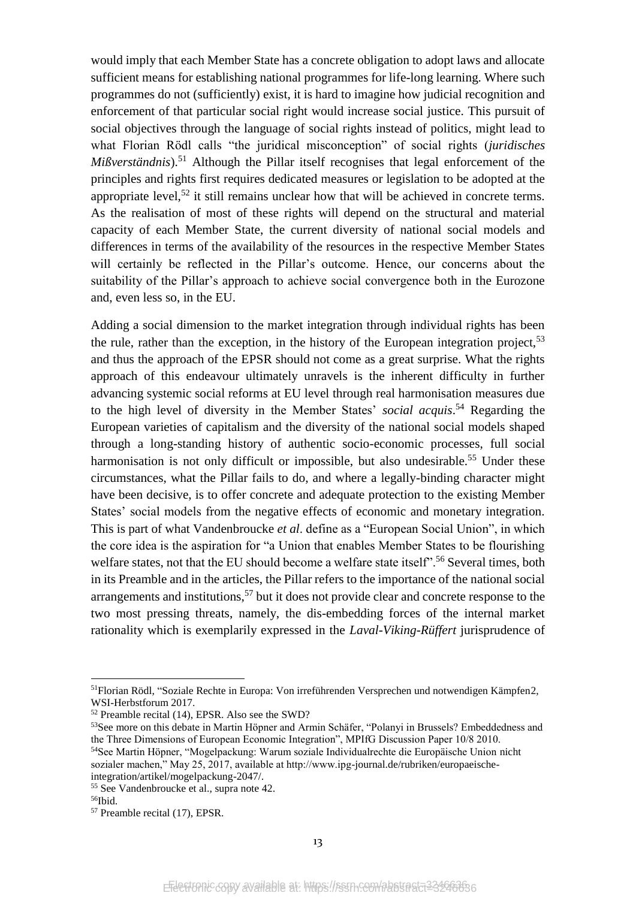would imply that each Member State has a concrete obligation to adopt laws and allocate sufficient means for establishing national programmes for life-long learning. Where such programmes do not (sufficiently) exist, it is hard to imagine how judicial recognition and enforcement of that particular social right would increase social justice. This pursuit of social objectives through the language of social rights instead of politics, might lead to what Florian Rödl calls "the juridical misconception" of social rights (*juridisches Mißverständnis*).[51] Although the Pillar itself recognises that legal enforcement of the principles and rights first requires dedicated measures or legislation to be adopted at the appropriate level,[52] it still remains unclear how that will be achieved in concrete terms. As the realisation of most of these rights will depend on the structural and material capacity of each Member State, the current diversity of national social models and differences in terms of the availability of the resources in the respective Member States will certainly be reflected in the Pillar's outcome. Hence, our concerns about the suitability of the Pillar's approach to achieve social convergence both in the Eurozone and, even less so, in the EU.

Adding a social dimension to the market integration through individual rights has been the rule, rather than the exception, in the history of the European integration project,[53] and thus the approach of the EPSR should not come as a great surprise. What the rights approach of this endeavour ultimately unravels is the inherent difficulty in further advancing systemic social reforms at EU level through real harmonisation measures due to the high level of diversity in the Member States' *social acquis*.[54] Regarding the European varieties of capitalism and the diversity of the national social models shaped through a long-standing history of authentic socio-economic processes, full social harmonisation is not only difficult or impossible, but also undesirable.[55] Under these circumstances, what the Pillar fails to do, and where a legally-binding character might have been decisive, is to offer concrete and adequate protection to the existing Member States' social models from the negative effects of economic and monetary integration. This is part of what Vandenbroucke *et al*. define as a "European Social Union", in which the core idea is the aspiration for "a Union that enables Member States to be flourishing welfare states, not that the EU should become a welfare state itself".[56] Several times, both in its Preamble and in the articles, the Pillar refers to the importance of the national social arrangements and institutions,[57] but it does not provide clear and concrete response to the two most pressing threats, namely, the dis-embedding forces of the internal market rationality which is exemplarily expressed in the *Laval-Viking-Rüffert* jurisprudence of

---

[51] Florian Rödl, "Soziale Rechte in Europa: Von irreführenden Versprechen und notwendigen Kämpfen2, WSI-Herbstforum 2017.

[52] Preamble recital (14), EPSR. Also see the SWD?

[53] See more on this debate in Martin Höpner and Armin Schäfer, "Polanyi in Brussels? Embeddedness and the Three Dimensions of European Economic Integration", MPIfG Discussion Paper 10/8 2010.

[54] See Martin Höpner, "Mogelpackung: Warum soziale Individualrechte die Europäische Union nicht sozialer machen," May 25, 2017, available at http://www.ipg-journal.de/rubriken/europaeische-integration/artikel/mogelpackung-2047/.

[55] See Vandenbroucke et al., supra note 42.

[56] Ibid.

[57] Preamble recital (17), EPSR.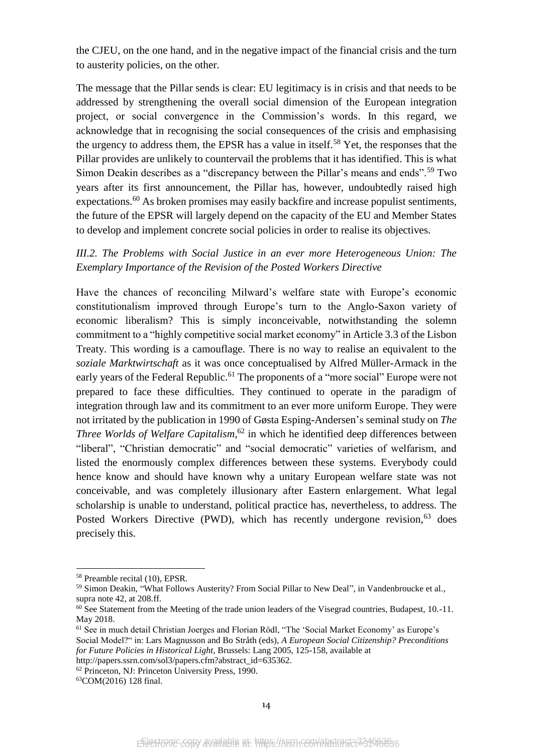the CJEU, on the one hand, and in the negative impact of the financial crisis and the turn to austerity policies, on the other.

The message that the Pillar sends is clear: EU legitimacy is in crisis and that needs to be addressed by strengthening the overall social dimension of the European integration project, or social convergence in the Commission's words. In this regard, we acknowledge that in recognising the social consequences of the crisis and emphasising the urgency to address them, the EPSR has a value in itself.[58] Yet, the responses that the Pillar provides are unlikely to countervail the problems that it has identified. This is what Simon Deakin describes as a "discrepancy between the Pillar's means and ends".[59] Two years after its first announcement, the Pillar has, however, undoubtedly raised high expectations.[60] As broken promises may easily backfire and increase populist sentiments, the future of the EPSR will largely depend on the capacity of the EU and Member States to develop and implement concrete social policies in order to realise its objectives.

### *III.2. The Problems with Social Justice in an ever more Heterogeneous Union: The Exemplary Importance of the Revision of the Posted Workers Directive*

Have the chances of reconciling Milward's welfare state with Europe's economic constitutionalism improved through Europe's turn to the Anglo-Saxon variety of economic liberalism? This is simply inconceivable, notwithstanding the solemn commitment to a "highly competitive social market economy" in Article 3.3 of the Lisbon Treaty. This wording is a camouflage. There is no way to realise an equivalent to the *soziale Marktwirtschaft* as it was once conceptualised by Alfred Müller-Armack in the early years of the Federal Republic.[61] The proponents of a "more social" Europe were not prepared to face these difficulties. They continued to operate in the paradigm of integration through law and its commitment to an ever more uniform Europe. They were not irritated by the publication in 1990 of Gøsta Esping-Andersen's seminal study on *The Three Worlds of Welfare Capitalism*,[62] in which he identified deep differences between "liberal", "Christian democratic" and "social democratic" varieties of welfarism, and listed the enormously complex differences between these systems. Everybody could hence know and should have known why a unitary European welfare state was not conceivable, and was completely illusionary after Eastern enlargement. What legal scholarship is unable to understand, political practice has, nevertheless, to address. The Posted Workers Directive (PWD), which has recently undergone revision,[63] does precisely this.

---

[58] Preamble recital (10), EPSR.

[59] Simon Deakin, "What Follows Austerity? From Social Pillar to New Deal", in Vandenbroucke et al., supra note 42, at 208.ff.

[60] See Statement from the Meeting of the trade union leaders of the Visegrad countries, Budapest, 10.-11. May 2018.

[61] See in much detail Christian Joerges and Florian Rödl, "The 'Social Market Economy' as Europe's Social Model?" in: Lars Magnusson and Bo Stråth (eds), *A European Social Citizenship? Preconditions for Future Policies in Historical Light*, Brussels: Lang 2005, 125-158, available at http://papers.ssrn.com/sol3/papers.cfm?abstract_id=635362.

[62] Princeton, NJ: Princeton University Press, 1990.

[63] COM(2016) 128 final.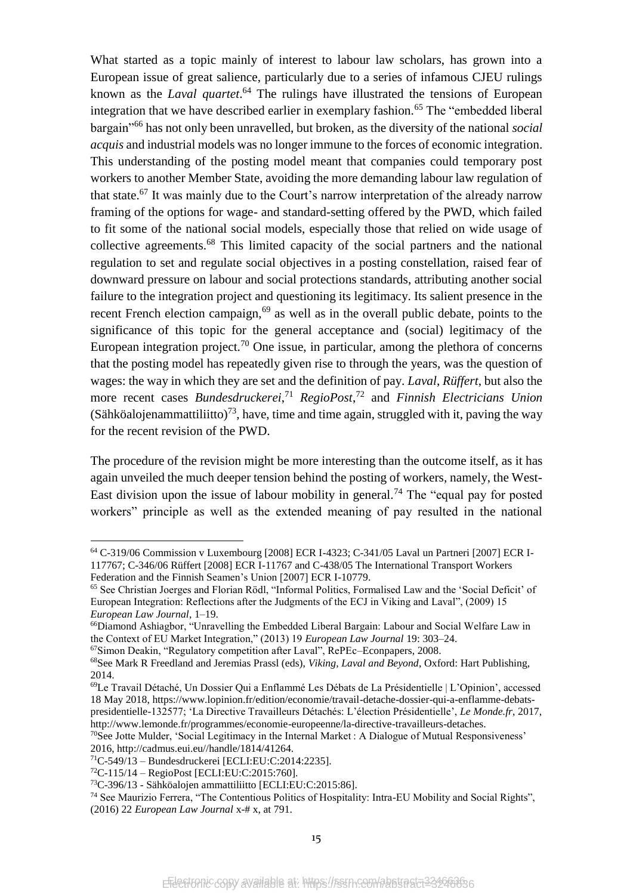What started as a topic mainly of interest to labour law scholars, has grown into a European issue of great salience, particularly due to a series of infamous CJEU rulings known as the *Laval quartet*.[64] The rulings have illustrated the tensions of European integration that we have described earlier in exemplary fashion.[65] The "embedded liberal bargain"[66] has not only been unravelled, but broken, as the diversity of the national *social acquis* and industrial models was no longer immune to the forces of economic integration. This understanding of the posting model meant that companies could temporary post workers to another Member State, avoiding the more demanding labour law regulation of that state.[67] It was mainly due to the Court's narrow interpretation of the already narrow framing of the options for wage- and standard-setting offered by the PWD, which failed to fit some of the national social models, especially those that relied on wide usage of collective agreements.[68] This limited capacity of the social partners and the national regulation to set and regulate social objectives in a posting constellation, raised fear of downward pressure on labour and social protections standards, attributing another social failure to the integration project and questioning its legitimacy. Its salient presence in the recent French election campaign,[69] as well as in the overall public debate, points to the significance of this topic for the general acceptance and (social) legitimacy of the European integration project.[70] One issue, in particular, among the plethora of concerns that the posting model has repeatedly given rise to through the years, was the question of wages: the way in which they are set and the definition of pay. *Laval*, *Rüffert*, but also the more recent cases *Bundesdruckerei*,[71] *RegioPost*,[72] and *Finnish Electricians Union* (Sähköalojenammattiliitto)[73], have, time and time again, struggled with it, paving the way for the recent revision of the PWD.

The procedure of the revision might be more interesting than the outcome itself, as it has again unveiled the much deeper tension behind the posting of workers, namely, the West-East division upon the issue of labour mobility in general.[74] The "equal pay for posted workers" principle as well as the extended meaning of pay resulted in the national

---

[64] C-319/06 Commission v Luxembourg [2008] ECR I-4323; C-341/05 Laval un Partneri [2007] ECR I-117767; C-346/06 Rüffert [2008] ECR I-11767 and C-438/05 The International Transport Workers Federation and the Finnish Seamen's Union [2007] ECR I-10779.

[65] See Christian Joerges and Florian Rödl, "Informal Politics, Formalised Law and the 'Social Deficit' of European Integration: Reflections after the Judgments of the ECJ in Viking and Laval", (2009) 15 *European Law Journal*, 1–19.

[66] Diamond Ashiagbor, "Unravelling the Embedded Liberal Bargain: Labour and Social Welfare Law in the Context of EU Market Integration," (2013) 19 *European Law Journal* 19: 303–24.

[67] Simon Deakin, "Regulatory competition after Laval", RePEc–Econpapers, 2008.

[68] See Mark R Freedland and Jeremias Prassl (eds), *Viking, Laval and Beyond*, Oxford: Hart Publishing, 2014.

[69] Le Travail Détaché, Un Dossier Qui a Enflammé Les Débats de La Présidentielle | L'Opinion', accessed 18 May 2018, https://www.lopinion.fr/edition/economie/travail-detache-dossier-qui-a-enflamme-debats-presidentielle-132577; 'La Directive Travailleurs Détachés: L'élection Présidentielle', *Le Monde.fr*, 2017, http://www.lemonde.fr/programmes/economie-europeenne/la-directive-travailleurs-detaches.

[70] See Jotte Mulder, 'Social Legitimacy in the Internal Market : A Dialogue of Mutual Responsiveness' 2016, http://cadmus.eui.eu//handle/1814/41264.

[71] C-549/13 – Bundesdruckerei [ECLI:EU:C:2014:2235].

[72] C-115/14 – RegioPost [ECLI:EU:C:2015:760].

[73] C-396/13 - Sähköalojen ammattiliitto [ECLI:EU:C:2015:86].

[74] See Maurizio Ferrera, "The Contentious Politics of Hospitality: Intra-EU Mobility and Social Rights", (2016) 22 *European Law Journal* x-# x, at 791.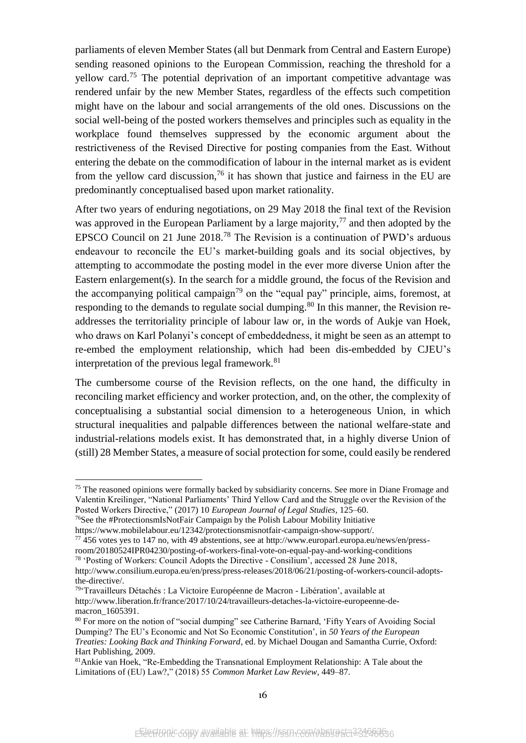parliaments of eleven Member States (all but Denmark from Central and Eastern Europe) sending reasoned opinions to the European Commission, reaching the threshold for a yellow card.[75] The potential deprivation of an important competitive advantage was rendered unfair by the new Member States, regardless of the effects such competition might have on the labour and social arrangements of the old ones. Discussions on the social well-being of the posted workers themselves and principles such as equality in the workplace found themselves suppressed by the economic argument about the restrictiveness of the Revised Directive for posting companies from the East. Without entering the debate on the commodification of labour in the internal market as is evident from the yellow card discussion,[76] it has shown that justice and fairness in the EU are predominantly conceptualised based upon market rationality.

After two years of enduring negotiations, on 29 May 2018 the final text of the Revision was approved in the European Parliament by a large majority,[77] and then adopted by the EPSCO Council on 21 June 2018.[78] The Revision is a continuation of PWD's arduous endeavour to reconcile the EU's market-building goals and its social objectives, by attempting to accommodate the posting model in the ever more diverse Union after the Eastern enlargement(s). In the search for a middle ground, the focus of the Revision and the accompanying political campaign[79] on the "equal pay" principle, aims, foremost, at responding to the demands to regulate social dumping.[80] In this manner, the Revision re-addresses the territoriality principle of labour law or, in the words of Aukje van Hoek, who draws on Karl Polanyi's concept of embeddedness, it might be seen as an attempt to re-embed the employment relationship, which had been dis-embedded by CJEU's interpretation of the previous legal framework.[81]

The cumbersome course of the Revision reflects, on the one hand, the difficulty in reconciling market efficiency and worker protection, and, on the other, the complexity of conceptualising a substantial social dimension to a heterogeneous Union, in which structural inequalities and palpable differences between the national welfare-state and industrial-relations models exist. It has demonstrated that, in a highly diverse Union of (still) 28 Member States, a measure of social protection for some, could easily be rendered

---

[75] The reasoned opinions were formally backed by subsidiarity concerns. See more in Diane Fromage and Valentin Kreilinger, "National Parliaments' Third Yellow Card and the Struggle over the Revision of the Posted Workers Directive," (2017) 10 *European Journal of Legal Studies*, 125–60.

[76] See the #ProtectionsmIsNotFair Campaign by the Polish Labour Mobility Initiative https://www.mobilelabour.eu/12342/protectionsmisnotfair-campaign-show-support/.

[77] 456 votes yes to 147 no, with 49 abstentions, see at http://www.europarl.europa.eu/news/en/press-room/20180524IPR04230/posting-of-workers-final-vote-on-equal-pay-and-working-conditions

[78] 'Posting of Workers: Council Adopts the Directive - Consilium', accessed 28 June 2018, http://www.consilium.europa.eu/en/press/press-releases/2018/06/21/posting-of-workers-council-adopts-the-directive/.

[79] 'Travailleurs Détachés : La Victoire Européenne de Macron - Libération', available at http://www.liberation.fr/france/2017/10/24/travailleurs-detaches-la-victoire-europeenne-de-macron_1605391.

[80] For more on the notion of "social dumping" see Catherine Barnard, 'Fifty Years of Avoiding Social Dumping? The EU's Economic and Not So Economic Constitution', in *50 Years of the European Treaties: Looking Back and Thinking Forward*, ed. by Michael Dougan and Samantha Currie, Oxford: Hart Publishing, 2009.

[81] Ankie van Hoek, "Re-Embedding the Transnational Employment Relationship: A Tale about the Limitations of (EU) Law?," (2018) 55 *Common Market Law Review*, 449–87.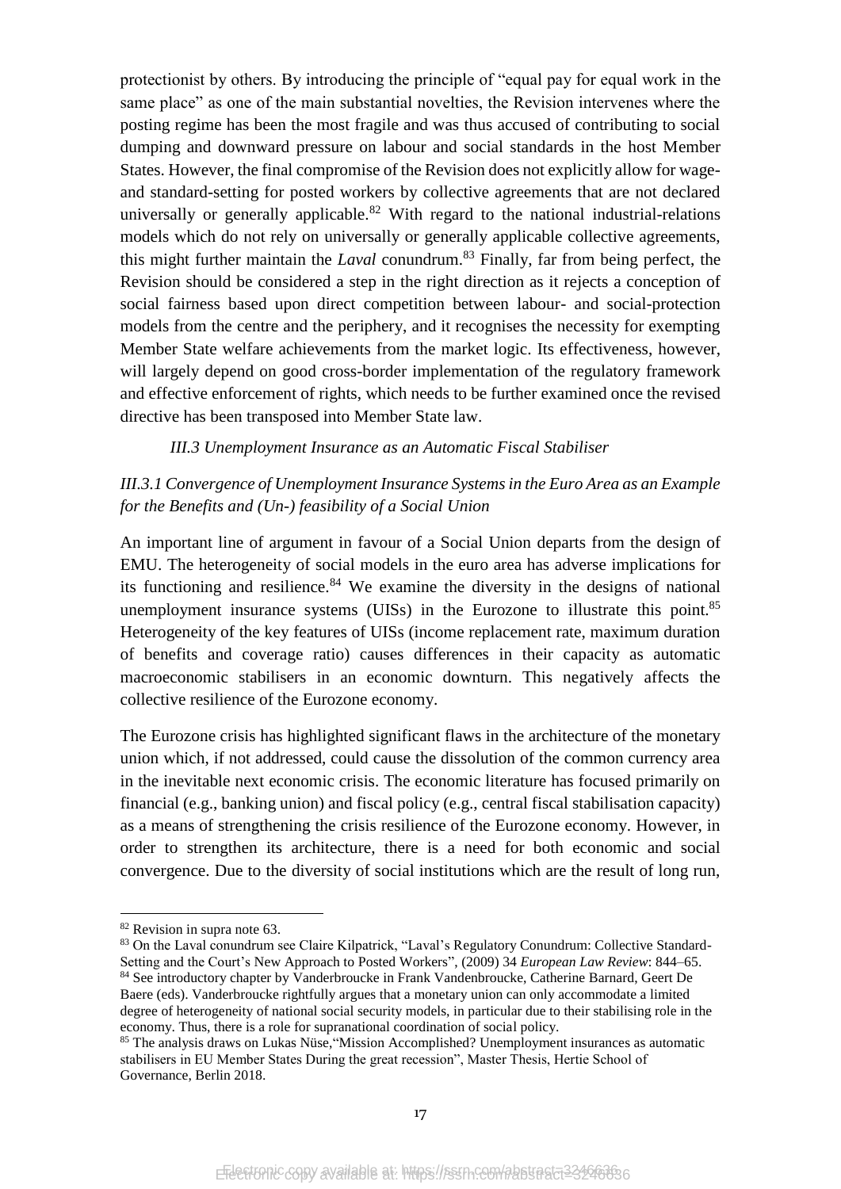protectionist by others. By introducing the principle of "equal pay for equal work in the same place" as one of the main substantial novelties, the Revision intervenes where the posting regime has been the most fragile and was thus accused of contributing to social dumping and downward pressure on labour and social standards in the host Member States. However, the final compromise of the Revision does not explicitly allow for wage- and standard-setting for posted workers by collective agreements that are not declared universally or generally applicable.[82] With regard to the national industrial-relations models which do not rely on universally or generally applicable collective agreements, this might further maintain the *Laval* conundrum.[83] Finally, far from being perfect, the Revision should be considered a step in the right direction as it rejects a conception of social fairness based upon direct competition between labour- and social-protection models from the centre and the periphery, and it recognises the necessity for exempting Member State welfare achievements from the market logic. Its effectiveness, however, will largely depend on good cross-border implementation of the regulatory framework and effective enforcement of rights, which needs to be further examined once the revised directive has been transposed into Member State law.

### *III.3 Unemployment Insurance as an Automatic Fiscal Stabiliser*

#### *III.3.1 Convergence of Unemployment Insurance Systems in the Euro Area as an Example for the Benefits and (Un-) feasibility of a Social Union*

An important line of argument in favour of a Social Union departs from the design of EMU. The heterogeneity of social models in the euro area has adverse implications for its functioning and resilience.[84] We examine the diversity in the designs of national unemployment insurance systems (UISs) in the Eurozone to illustrate this point.[85] Heterogeneity of the key features of UISs (income replacement rate, maximum duration of benefits and coverage ratio) causes differences in their capacity as automatic macroeconomic stabilisers in an economic downturn. This negatively affects the collective resilience of the Eurozone economy.

The Eurozone crisis has highlighted significant flaws in the architecture of the monetary union which, if not addressed, could cause the dissolution of the common currency area in the inevitable next economic crisis. The economic literature has focused primarily on financial (e.g., banking union) and fiscal policy (e.g., central fiscal stabilisation capacity) as a means of strengthening the crisis resilience of the Eurozone economy. However, in order to strengthen its architecture, there is a need for both economic and social convergence. Due to the diversity of social institutions which are the result of long run,

---

[82] Revision in supra note 63.

[83] On the Laval conundrum see Claire Kilpatrick, "Laval's Regulatory Conundrum: Collective Standard-Setting and the Court's New Approach to Posted Workers", (2009) 34 *European Law Review*: 844–65.

[84] See introductory chapter by Vanderbroucke in Frank Vandenbroucke, Catherine Barnard, Geert De Baere (eds). Vanderbroucke rightfully argues that a monetary union can only accommodate a limited degree of heterogeneity of national social security models, in particular due to their stabilising role in the economy. Thus, there is a role for supranational coordination of social policy.

[85] The analysis draws on Lukas Nüse,"Mission Accomplished? Unemployment insurances as automatic stabilisers in EU Member States During the great recession", Master Thesis, Hertie School of Governance, Berlin 2018.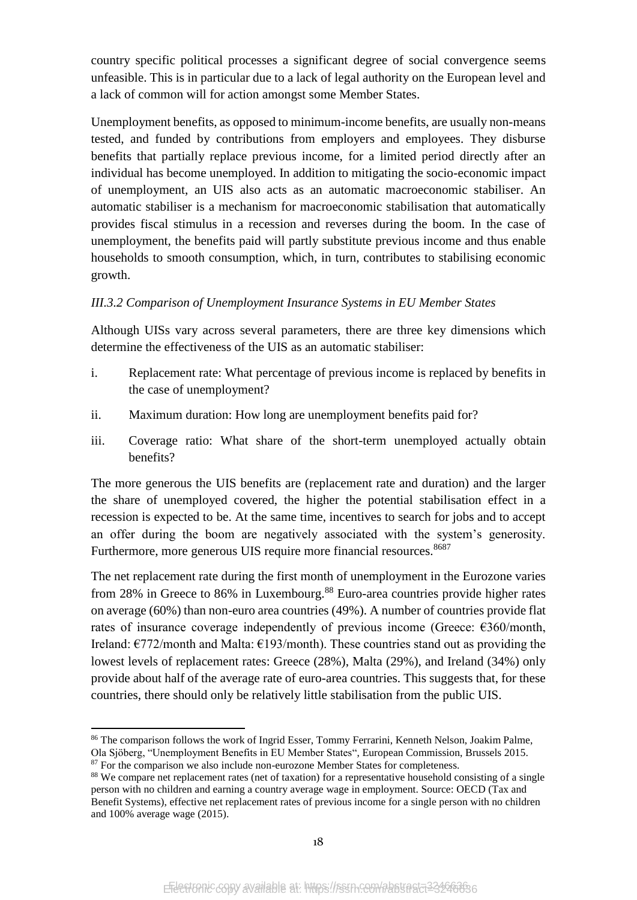country specific political processes a significant degree of social convergence seems unfeasible. This is in particular due to a lack of legal authority on the European level and a lack of common will for action amongst some Member States.

Unemployment benefits, as opposed to minimum-income benefits, are usually non-means tested, and funded by contributions from employers and employees. They disburse benefits that partially replace previous income, for a limited period directly after an individual has become unemployed. In addition to mitigating the socio-economic impact of unemployment, an UIS also acts as an automatic macroeconomic stabiliser. An automatic stabiliser is a mechanism for macroeconomic stabilisation that automatically provides fiscal stimulus in a recession and reverses during the boom. In the case of unemployment, the benefits paid will partly substitute previous income and thus enable households to smooth consumption, which, in turn, contributes to stabilising economic growth.

*III.3.2 Comparison of Unemployment Insurance Systems in EU Member States*

Although UISs vary across several parameters, there are three key dimensions which determine the effectiveness of the UIS as an automatic stabiliser:

i. Replacement rate: What percentage of previous income is replaced by benefits in the case of unemployment?

ii. Maximum duration: How long are unemployment benefits paid for?

iii. Coverage ratio: What share of the short-term unemployed actually obtain benefits?

The more generous the UIS benefits are (replacement rate and duration) and the larger the share of unemployed covered, the higher the potential stabilisation effect in a recession is expected to be. At the same time, incentives to search for jobs and to accept an offer during the boom are negatively associated with the system's generosity. Furthermore, more generous UIS require more financial resources.[86][87]

The net replacement rate during the first month of unemployment in the Eurozone varies from 28% in Greece to 86% in Luxembourg.[88] Euro-area countries provide higher rates on average (60%) than non-euro area countries (49%). A number of countries provide flat rates of insurance coverage independently of previous income (Greece: €360/month, Ireland: €772/month and Malta: €193/month). These countries stand out as providing the lowest levels of replacement rates: Greece (28%), Malta (29%), and Ireland (34%) only provide about half of the average rate of euro-area countries. This suggests that, for these countries, there should only be relatively little stabilisation from the public UIS.

---

[86] The comparison follows the work of Ingrid Esser, Tommy Ferrarini, Kenneth Nelson, Joakim Palme, Ola Sjöberg, "Unemployment Benefits in EU Member States", European Commission, Brussels 2015.

[87] For the comparison we also include non-eurozone Member States for completeness.

[88] We compare net replacement rates (net of taxation) for a representative household consisting of a single person with no children and earning a country average wage in employment. Source: OECD (Tax and Benefit Systems), effective net replacement rates of previous income for a single person with no children and 100% average wage (2015).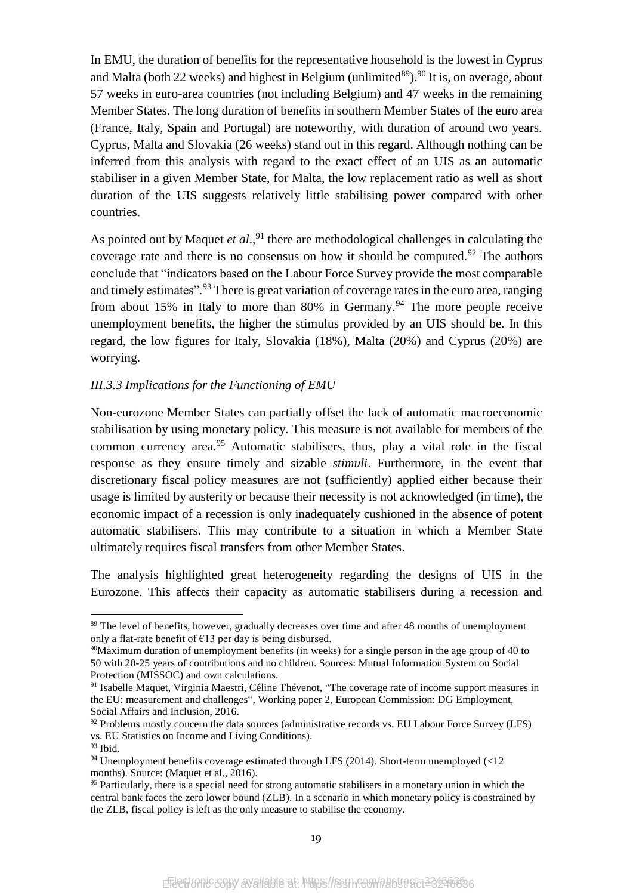In EMU, the duration of benefits for the representative household is the lowest in Cyprus and Malta (both 22 weeks) and highest in Belgium (unlimited[89]).[90] It is, on average, about 57 weeks in euro-area countries (not including Belgium) and 47 weeks in the remaining Member States. The long duration of benefits in southern Member States of the euro area (France, Italy, Spain and Portugal) are noteworthy, with duration of around two years. Cyprus, Malta and Slovakia (26 weeks) stand out in this regard. Although nothing can be inferred from this analysis with regard to the exact effect of an UIS as an automatic stabiliser in a given Member State, for Malta, the low replacement ratio as well as short duration of the UIS suggests relatively little stabilising power compared with other countries.

As pointed out by Maquet *et al*.,[91] there are methodological challenges in calculating the coverage rate and there is no consensus on how it should be computed.[92] The authors conclude that "indicators based on the Labour Force Survey provide the most comparable and timely estimates".[93] There is great variation of coverage rates in the euro area, ranging from about 15% in Italy to more than 80% in Germany.[94] The more people receive unemployment benefits, the higher the stimulus provided by an UIS should be. In this regard, the low figures for Italy, Slovakia (18%), Malta (20%) and Cyprus (20%) are worrying.

### *III.3.3 Implications for the Functioning of EMU*

Non-eurozone Member States can partially offset the lack of automatic macroeconomic stabilisation by using monetary policy. This measure is not available for members of the common currency area.[95] Automatic stabilisers, thus, play a vital role in the fiscal response as they ensure timely and sizable *stimuli*. Furthermore, in the event that discretionary fiscal policy measures are not (sufficiently) applied either because their usage is limited by austerity or because their necessity is not acknowledged (in time), the economic impact of a recession is only inadequately cushioned in the absence of potent automatic stabilisers. This may contribute to a situation in which a Member State ultimately requires fiscal transfers from other Member States.

The analysis highlighted great heterogeneity regarding the designs of UIS in the Eurozone. This affects their capacity as automatic stabilisers during a recession and

---

[89] The level of benefits, however, gradually decreases over time and after 48 months of unemployment only a flat-rate benefit of €13 per day is being disbursed.

[90] Maximum duration of unemployment benefits (in weeks) for a single person in the age group of 40 to 50 with 20-25 years of contributions and no children. Sources: Mutual Information System on Social Protection (MISSOC) and own calculations.

[91] Isabelle Maquet, Virginia Maestri, Céline Thévenot, "The coverage rate of income support measures in the EU: measurement and challenges", Working paper 2, European Commission: DG Employment, Social Affairs and Inclusion, 2016.

[92] Problems mostly concern the data sources (administrative records vs. EU Labour Force Survey (LFS) vs. EU Statistics on Income and Living Conditions).

[93] Ibid.

[94] Unemployment benefits coverage estimated through LFS (2014). Short-term unemployed (<12 months). Source: (Maquet et al., 2016).

[95] Particularly, there is a special need for strong automatic stabilisers in a monetary union in which the central bank faces the zero lower bound (ZLB). In a scenario in which monetary policy is constrained by the ZLB, fiscal policy is left as the only measure to stabilise the economy.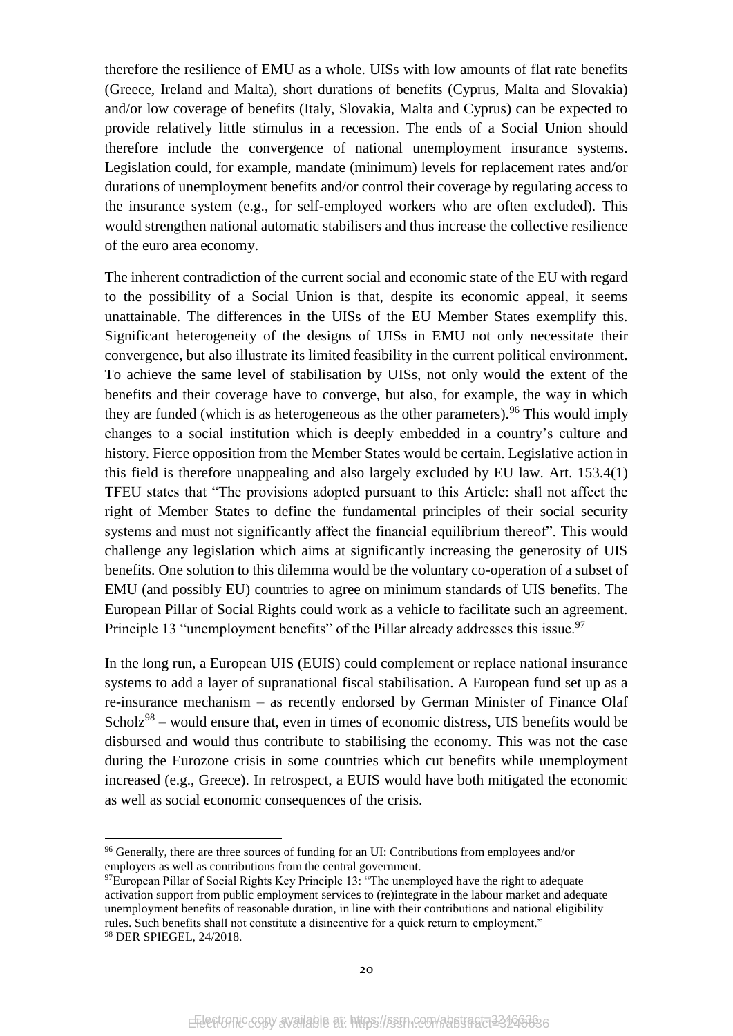therefore the resilience of EMU as a whole. UISs with low amounts of flat rate benefits (Greece, Ireland and Malta), short durations of benefits (Cyprus, Malta and Slovakia) and/or low coverage of benefits (Italy, Slovakia, Malta and Cyprus) can be expected to provide relatively little stimulus in a recession. The ends of a Social Union should therefore include the convergence of national unemployment insurance systems. Legislation could, for example, mandate (minimum) levels for replacement rates and/or durations of unemployment benefits and/or control their coverage by regulating access to the insurance system (e.g., for self-employed workers who are often excluded). This would strengthen national automatic stabilisers and thus increase the collective resilience of the euro area economy.

The inherent contradiction of the current social and economic state of the EU with regard to the possibility of a Social Union is that, despite its economic appeal, it seems unattainable. The differences in the UISs of the EU Member States exemplify this. Significant heterogeneity of the designs of UISs in EMU not only necessitate their convergence, but also illustrate its limited feasibility in the current political environment. To achieve the same level of stabilisation by UISs, not only would the extent of the benefits and their coverage have to converge, but also, for example, the way in which they are funded (which is as heterogeneous as the other parameters).[96] This would imply changes to a social institution which is deeply embedded in a country's culture and history. Fierce opposition from the Member States would be certain. Legislative action in this field is therefore unappealing and also largely excluded by EU law. Art. 153.4(1) TFEU states that "The provisions adopted pursuant to this Article: shall not affect the right of Member States to define the fundamental principles of their social security systems and must not significantly affect the financial equilibrium thereof". This would challenge any legislation which aims at significantly increasing the generosity of UIS benefits. One solution to this dilemma would be the voluntary co-operation of a subset of EMU (and possibly EU) countries to agree on minimum standards of UIS benefits. The European Pillar of Social Rights could work as a vehicle to facilitate such an agreement. Principle 13 "unemployment benefits" of the Pillar already addresses this issue.[97]

In the long run, a European UIS (EUIS) could complement or replace national insurance systems to add a layer of supranational fiscal stabilisation. A European fund set up as a re-insurance mechanism – as recently endorsed by German Minister of Finance Olaf Scholz[98] – would ensure that, even in times of economic distress, UIS benefits would be disbursed and would thus contribute to stabilising the economy. This was not the case during the Eurozone crisis in some countries which cut benefits while unemployment increased (e.g., Greece). In retrospect, a EUIS would have both mitigated the economic as well as social economic consequences of the crisis.

---

[96] Generally, there are three sources of funding for an UI: Contributions from employees and/or employers as well as contributions from the central government.

[97] European Pillar of Social Rights Key Principle 13: "The unemployed have the right to adequate activation support from public employment services to (re)integrate in the labour market and adequate unemployment benefits of reasonable duration, in line with their contributions and national eligibility rules. Such benefits shall not constitute a disincentive for a quick return to employment."

[98] DER SPIEGEL, 24/2018.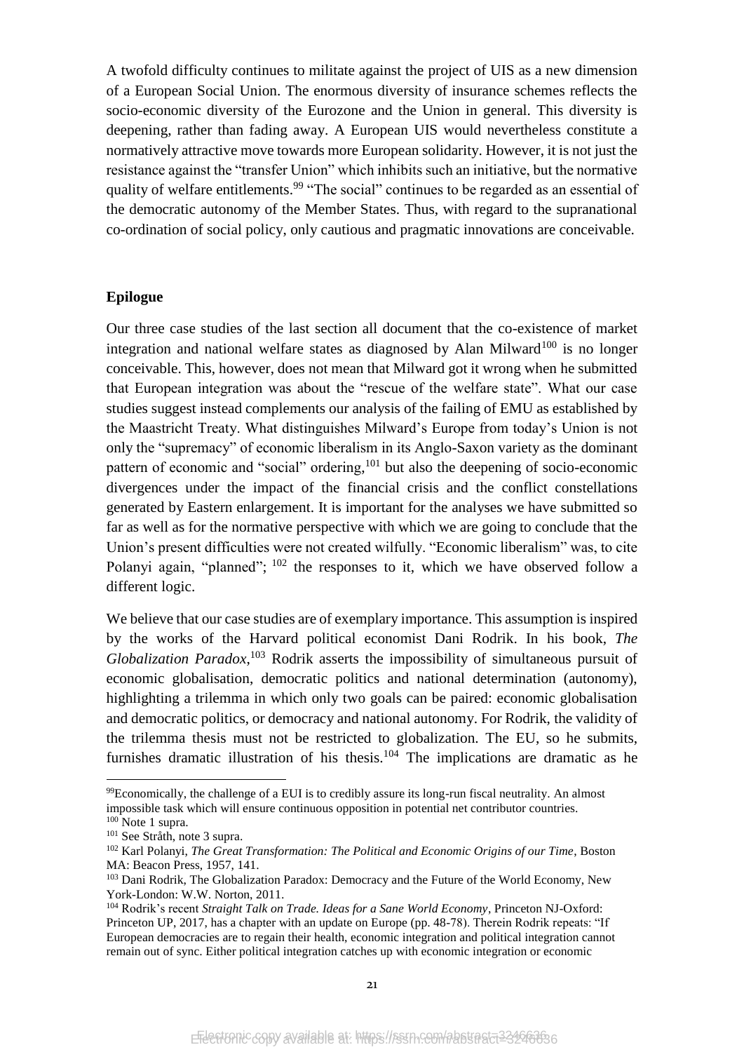A twofold difficulty continues to militate against the project of UIS as a new dimension of a European Social Union. The enormous diversity of insurance schemes reflects the socio-economic diversity of the Eurozone and the Union in general. This diversity is deepening, rather than fading away. A European UIS would nevertheless constitute a normatively attractive move towards more European solidarity. However, it is not just the resistance against the "transfer Union" which inhibits such an initiative, but the normative quality of welfare entitlements.[99] "The social" continues to be regarded as an essential of the democratic autonomy of the Member States. Thus, with regard to the supranational co-ordination of social policy, only cautious and pragmatic innovations are conceivable.

**Epilogue**

Our three case studies of the last section all document that the co-existence of market integration and national welfare states as diagnosed by Alan Milward[100] is no longer conceivable. This, however, does not mean that Milward got it wrong when he submitted that European integration was about the "rescue of the welfare state". What our case studies suggest instead complements our analysis of the failing of EMU as established by the Maastricht Treaty. What distinguishes Milward's Europe from today's Union is not only the "supremacy" of economic liberalism in its Anglo-Saxon variety as the dominant pattern of economic and "social" ordering,[101] but also the deepening of socio-economic divergences under the impact of the financial crisis and the conflict constellations generated by Eastern enlargement. It is important for the analyses we have submitted so far as well as for the normative perspective with which we are going to conclude that the Union's present difficulties were not created wilfully. "Economic liberalism" was, to cite Polanyi again, "planned"; [102] the responses to it, which we have observed follow a different logic.

We believe that our case studies are of exemplary importance. This assumption is inspired by the works of the Harvard political economist Dani Rodrik. In his book, *The Globalization Paradox*,[103] Rodrik asserts the impossibility of simultaneous pursuit of economic globalisation, democratic politics and national determination (autonomy), highlighting a trilemma in which only two goals can be paired: economic globalisation and democratic politics, or democracy and national autonomy. For Rodrik, the validity of the trilemma thesis must not be restricted to globalization. The EU, so he submits, furnishes dramatic illustration of his thesis.[104] The implications are dramatic as he

---

[99] Economically, the challenge of a EUI is to credibly assure its long-run fiscal neutrality. An almost impossible task which will ensure continuous opposition in potential net contributor countries.

[100] Note 1 supra.

[101] See Stråth, note 3 supra.

[102] Karl Polanyi, *The Great Transformation: The Political and Economic Origins of our Time*, Boston MA: Beacon Press, 1957, 141.

[103] Dani Rodrik, The Globalization Paradox: Democracy and the Future of the World Economy, New York-London: W.W. Norton, 2011.

[104] Rodrik's recent *Straight Talk on Trade. Ideas for a Sane World Economy*, Princeton NJ-Oxford: Princeton UP, 2017, has a chapter with an update on Europe (pp. 48-78). Therein Rodrik repeats: "If European democracies are to regain their health, economic integration and political integration cannot remain out of sync. Either political integration catches up with economic integration or economic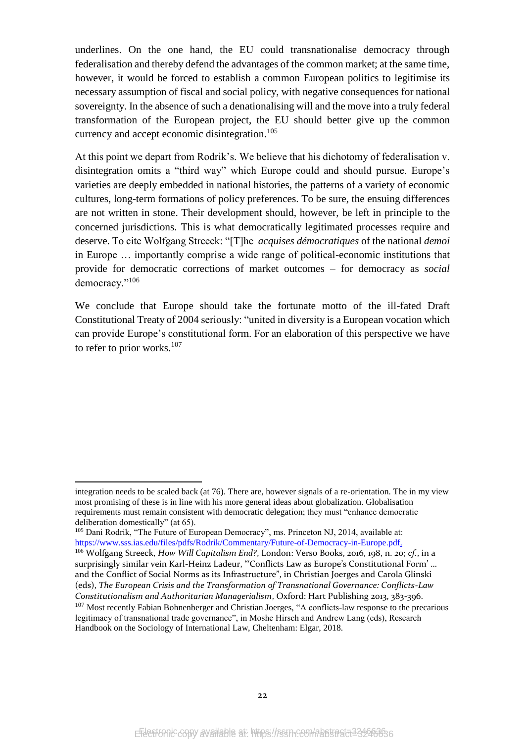underlines. On the one hand, the EU could transnationalise democracy through federalisation and thereby defend the advantages of the common market; at the same time, however, it would be forced to establish a common European politics to legitimise its necessary assumption of fiscal and social policy, with negative consequences for national sovereignty. In the absence of such a denationalising will and the move into a truly federal transformation of the European project, the EU should better give up the common currency and accept economic disintegration.[105]

At this point we depart from Rodrik's. We believe that his dichotomy of federalisation v. disintegration omits a "third way" which Europe could and should pursue. Europe's varieties are deeply embedded in national histories, the patterns of a variety of economic cultures, long-term formations of policy preferences. To be sure, the ensuing differences are not written in stone. Their development should, however, be left in principle to the concerned jurisdictions. This is what democratically legitimated processes require and deserve. To cite Wolfgang Streeck: "[T]he *acquises démocratiques* of the national *demoi* in Europe … importantly comprise a wide range of political-economic institutions that provide for democratic corrections of market outcomes – for democracy as *social* democracy."[106]

We conclude that Europe should take the fortunate motto of the ill-fated Draft Constitutional Treaty of 2004 seriously: "united in diversity is a European vocation which can provide Europe's constitutional form. For an elaboration of this perspective we have to refer to prior works.[107]

---

integration needs to be scaled back (at 76). There are, however signals of a re-orientation. The in my view most promising of these is in line with his more general ideas about globalization. Globalisation requirements must remain consistent with democratic delegation; they must "enhance democratic deliberation domestically" (at 65).

[105] Dani Rodrik, "The Future of European Democracy", ms. Princeton NJ, 2014, available at: https://www.sss.ias.edu/files/pdfs/Rodrik/Commentary/Future-of-Democracy-in-Europe.pdf.

[106] Wolfgang Streeck, *How Will Capitalism End?*, London: Verso Books, 2016, 198, n. 20; *cf.*, in a surprisingly similar vein Karl-Heinz Ladeur, "'Conflicts Law as Europe's Constitutional Form' … and the Conflict of Social Norms as its Infrastructure", in Christian Joerges and Carola Glinski (eds), *The European Crisis and the Transformation of Transnational Governance: Conflicts-Law Constitutionalism and Authoritarian Managerialism*, Oxford: Hart Publishing 2013, 383-396.

[107] Most recently Fabian Bohnenberger and Christian Joerges, "A conflicts-law response to the precarious legitimacy of transnational trade governance", in Moshe Hirsch and Andrew Lang (eds), Research Handbook on the Sociology of International Law, Cheltenham: Elgar, 2018.